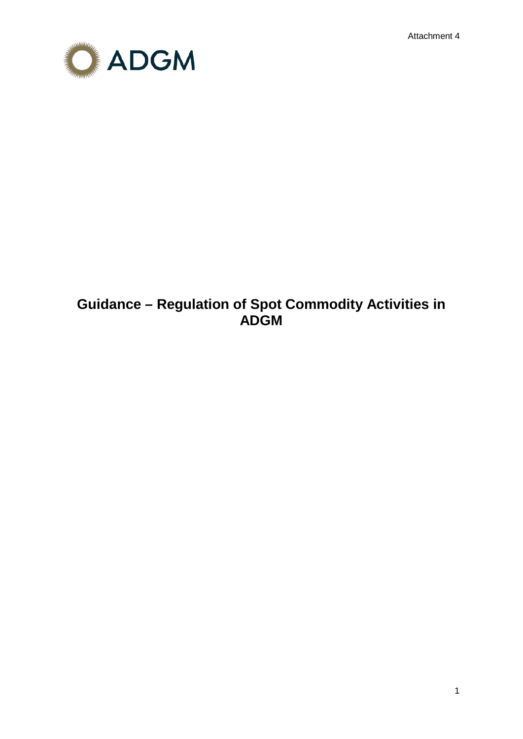Attachment 4

ADGM

# Guidance – Regulation of Spot Commodity Activities in ADGM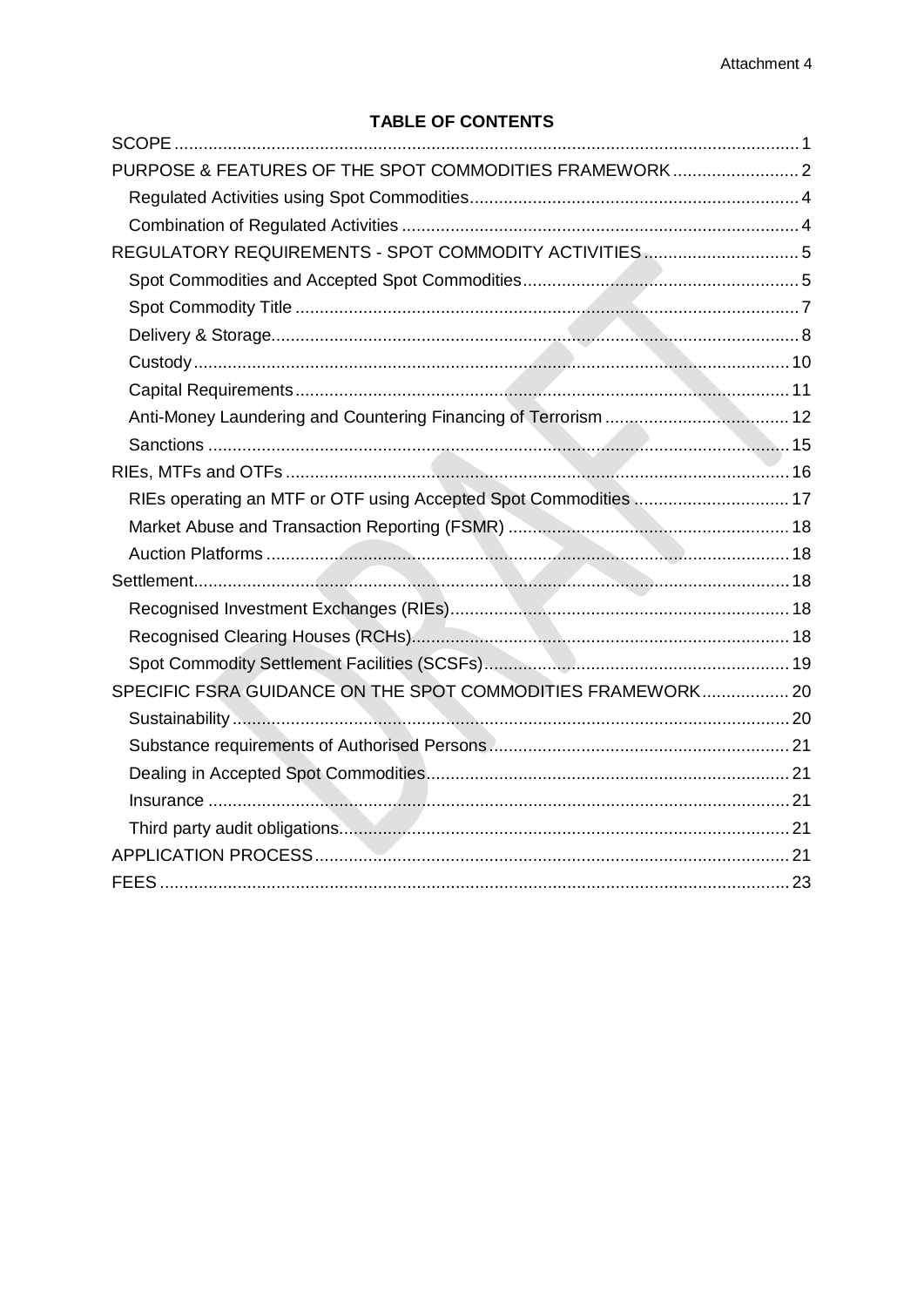Attachment 4

## TABLE OF CONTENTS

- SCOPE ........................................................................................................................ 1
- PURPOSE & FEATURES OF THE SPOT COMMODITIES FRAMEWORK .......................... 2
  - Regulated Activities using Spot Commodities .................................................................. 4
  - Combination of Regulated Activities ................................................................................ 4
- REGULATORY REQUIREMENTS - SPOT COMMODITY ACTIVITIES ................................ 5
  - Spot Commodities and Accepted Spot Commodities ........................................................ 5
  - Spot Commodity Title ...................................................................................................... 7
  - Delivery & Storage ........................................................................................................... 8
  - Custody ......................................................................................................................... 10
  - Capital Requirements .................................................................................................... 11
  - Anti-Money Laundering and Countering Financing of Terrorism ...................................... 12
  - Sanctions ...................................................................................................................... 15
- RIEs, MTFs and OTFs ...................................................................................................... 16
  - RIEs operating an MTF or OTF using Accepted Spot Commodities ................................ 17
  - Market Abuse and Transaction Reporting (FSMR) .......................................................... 18
  - Auction Platforms .......................................................................................................... 18
- Settlement ....................................................................................................................... 18
  - Recognised Investment Exchanges (RIEs) ...................................................................... 18
  - Recognised Clearing Houses (RCHs) .............................................................................. 18
  - Spot Commodity Settlement Facilities (SCSFs) ............................................................... 19
- SPECIFIC FSRA GUIDANCE ON THE SPOT COMMODITIES FRAMEWORK .................. 20
  - Sustainability ................................................................................................................. 20
  - Substance requirements of Authorised Persons ............................................................. 21
  - Dealing in Accepted Spot Commodities .......................................................................... 21
  - Insurance ...................................................................................................................... 21
  - Third party audit obligations ........................................................................................... 21
- APPLICATION PROCESS ................................................................................................. 21
- FEES ................................................................................................................................ 23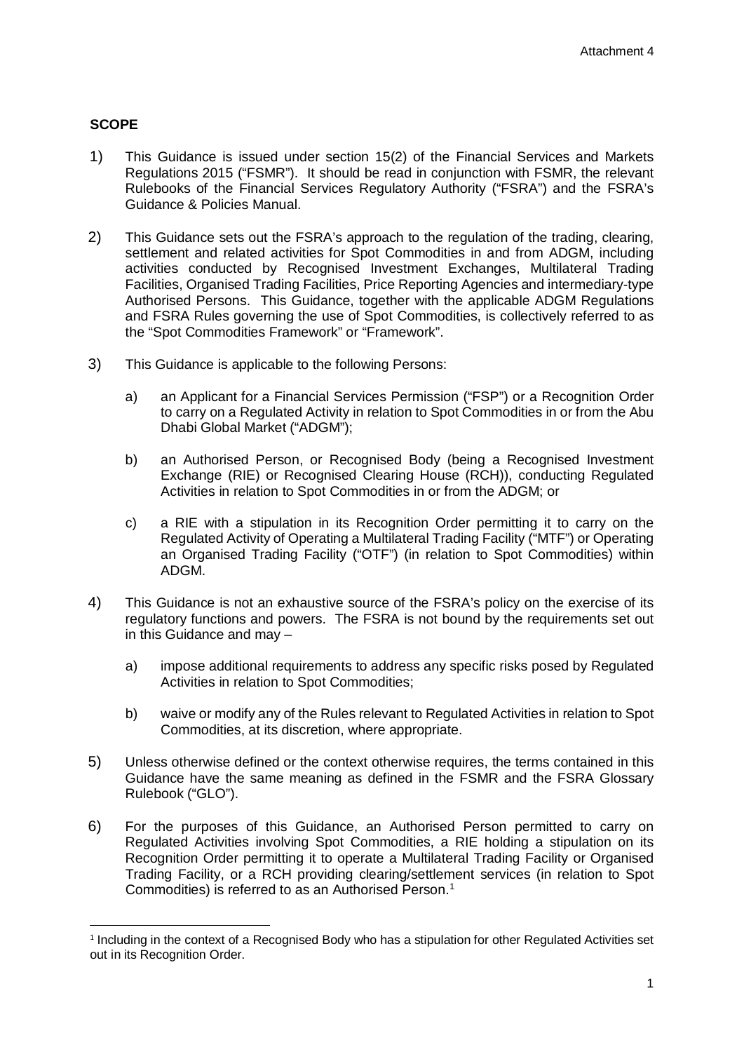Attachment 4

## SCOPE

1) This Guidance is issued under section 15(2) of the Financial Services and Markets Regulations 2015 ("FSMR"). It should be read in conjunction with FSMR, the relevant Rulebooks of the Financial Services Regulatory Authority ("FSRA") and the FSRA's Guidance & Policies Manual.

2) This Guidance sets out the FSRA's approach to the regulation of the trading, clearing, settlement and related activities for Spot Commodities in and from ADGM, including activities conducted by Recognised Investment Exchanges, Multilateral Trading Facilities, Organised Trading Facilities, Price Reporting Agencies and intermediary-type Authorised Persons. This Guidance, together with the applicable ADGM Regulations and FSRA Rules governing the use of Spot Commodities, is collectively referred to as the "Spot Commodities Framework" or "Framework".

3) This Guidance is applicable to the following Persons:

   a) an Applicant for a Financial Services Permission ("FSP") or a Recognition Order to carry on a Regulated Activity in relation to Spot Commodities in or from the Abu Dhabi Global Market ("ADGM");

   b) an Authorised Person, or Recognised Body (being a Recognised Investment Exchange (RIE) or Recognised Clearing House (RCH)), conducting Regulated Activities in relation to Spot Commodities in or from the ADGM; or

   c) a RIE with a stipulation in its Recognition Order permitting it to carry on the Regulated Activity of Operating a Multilateral Trading Facility ("MTF") or Operating an Organised Trading Facility ("OTF") (in relation to Spot Commodities) within ADGM.

4) This Guidance is not an exhaustive source of the FSRA's policy on the exercise of its regulatory functions and powers. The FSRA is not bound by the requirements set out in this Guidance and may –

   a) impose additional requirements to address any specific risks posed by Regulated Activities in relation to Spot Commodities;

   b) waive or modify any of the Rules relevant to Regulated Activities in relation to Spot Commodities, at its discretion, where appropriate.

5) Unless otherwise defined or the context otherwise requires, the terms contained in this Guidance have the same meaning as defined in the FSMR and the FSRA Glossary Rulebook ("GLO").

6) For the purposes of this Guidance, an Authorised Person permitted to carry on Regulated Activities involving Spot Commodities, a RIE holding a stipulation on its Recognition Order permitting it to operate a Multilateral Trading Facility or Organised Trading Facility, or a RCH providing clearing/settlement services (in relation to Spot Commodities) is referred to as an Authorised Person.[1]

---

[1] Including in the context of a Recognised Body who has a stipulation for other Regulated Activities set out in its Recognition Order.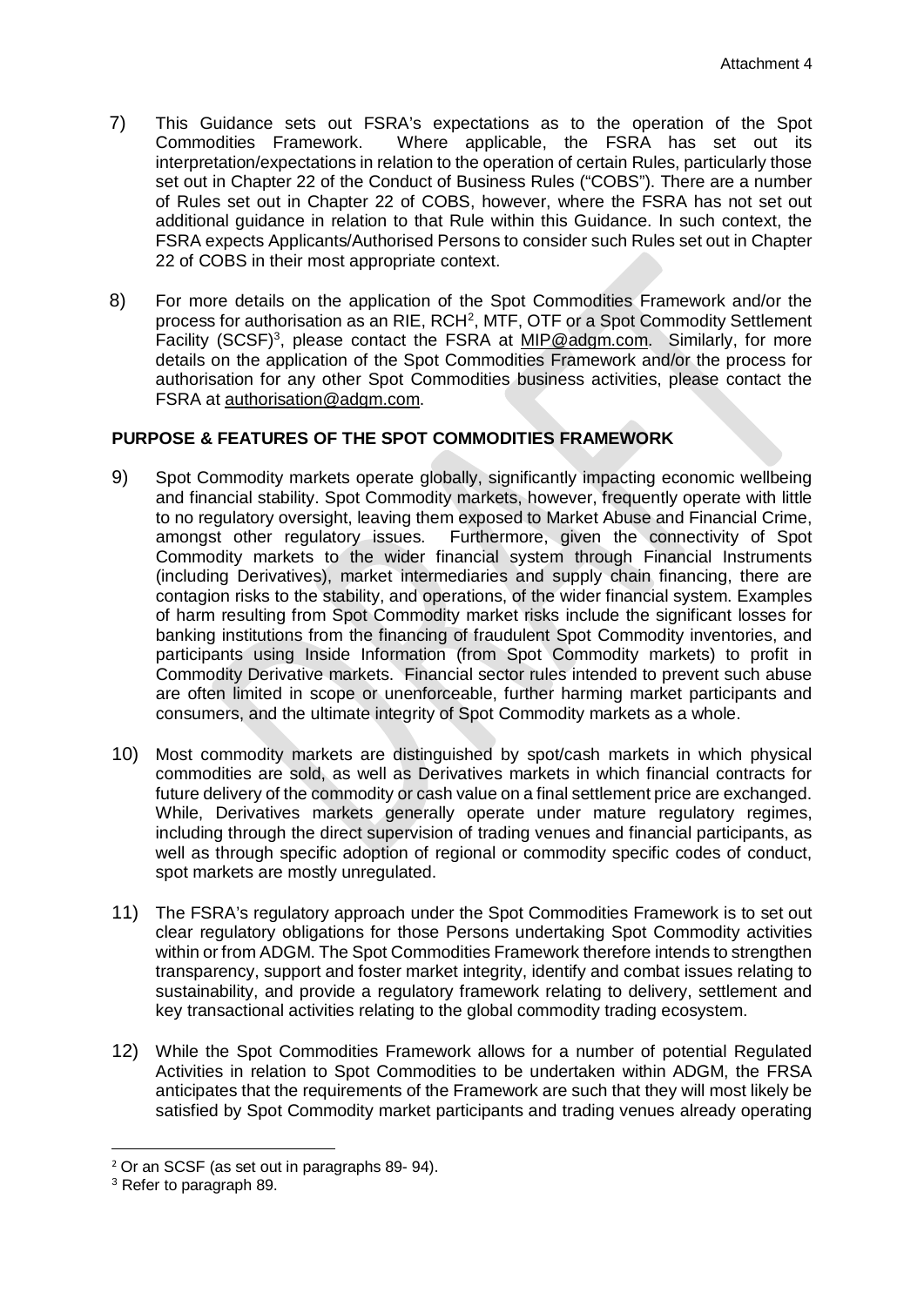7) This Guidance sets out FSRA's expectations as to the operation of the Spot Commodities Framework. Where applicable, the FSRA has set out its interpretation/expectations in relation to the operation of certain Rules, particularly those set out in Chapter 22 of the Conduct of Business Rules ("COBS"). There are a number of Rules set out in Chapter 22 of COBS, however, where the FSRA has not set out additional guidance in relation to that Rule within this Guidance. In such context, the FSRA expects Applicants/Authorised Persons to consider such Rules set out in Chapter 22 of COBS in their most appropriate context.

8) For more details on the application of the Spot Commodities Framework and/or the process for authorisation as an RIE, RCH[2], MTF, OTF or a Spot Commodity Settlement Facility (SCSF)[3], please contact the FSRA at MIP@adgm.com. Similarly, for more details on the application of the Spot Commodities Framework and/or the process for authorisation for any other Spot Commodities business activities, please contact the FSRA at authorisation@adgm.com.

## PURPOSE & FEATURES OF THE SPOT COMMODITIES FRAMEWORK

9) Spot Commodity markets operate globally, significantly impacting economic wellbeing and financial stability. Spot Commodity markets, however, frequently operate with little to no regulatory oversight, leaving them exposed to Market Abuse and Financial Crime, amongst other regulatory issues. Furthermore, given the connectivity of Spot Commodity markets to the wider financial system through Financial Instruments (including Derivatives), market intermediaries and supply chain financing, there are contagion risks to the stability, and operations, of the wider financial system. Examples of harm resulting from Spot Commodity market risks include the significant losses for banking institutions from the financing of fraudulent Spot Commodity inventories, and participants using Inside Information (from Spot Commodity markets) to profit in Commodity Derivative markets. Financial sector rules intended to prevent such abuse are often limited in scope or unenforceable, further harming market participants and consumers, and the ultimate integrity of Spot Commodity markets as a whole.

10) Most commodity markets are distinguished by spot/cash markets in which physical commodities are sold, as well as Derivatives markets in which financial contracts for future delivery of the commodity or cash value on a final settlement price are exchanged. While, Derivatives markets generally operate under mature regulatory regimes, including through the direct supervision of trading venues and financial participants, as well as through specific adoption of regional or commodity specific codes of conduct, spot markets are mostly unregulated.

11) The FSRA's regulatory approach under the Spot Commodities Framework is to set out clear regulatory obligations for those Persons undertaking Spot Commodity activities within or from ADGM. The Spot Commodities Framework therefore intends to strengthen transparency, support and foster market integrity, identify and combat issues relating to sustainability, and provide a regulatory framework relating to delivery, settlement and key transactional activities relating to the global commodity trading ecosystem.

12) While the Spot Commodities Framework allows for a number of potential Regulated Activities in relation to Spot Commodities to be undertaken within ADGM, the FRSA anticipates that the requirements of the Framework are such that they will most likely be satisfied by Spot Commodity market participants and trading venues already operating

---

[2] Or an SCSF (as set out in paragraphs 89- 94).

[3] Refer to paragraph 89.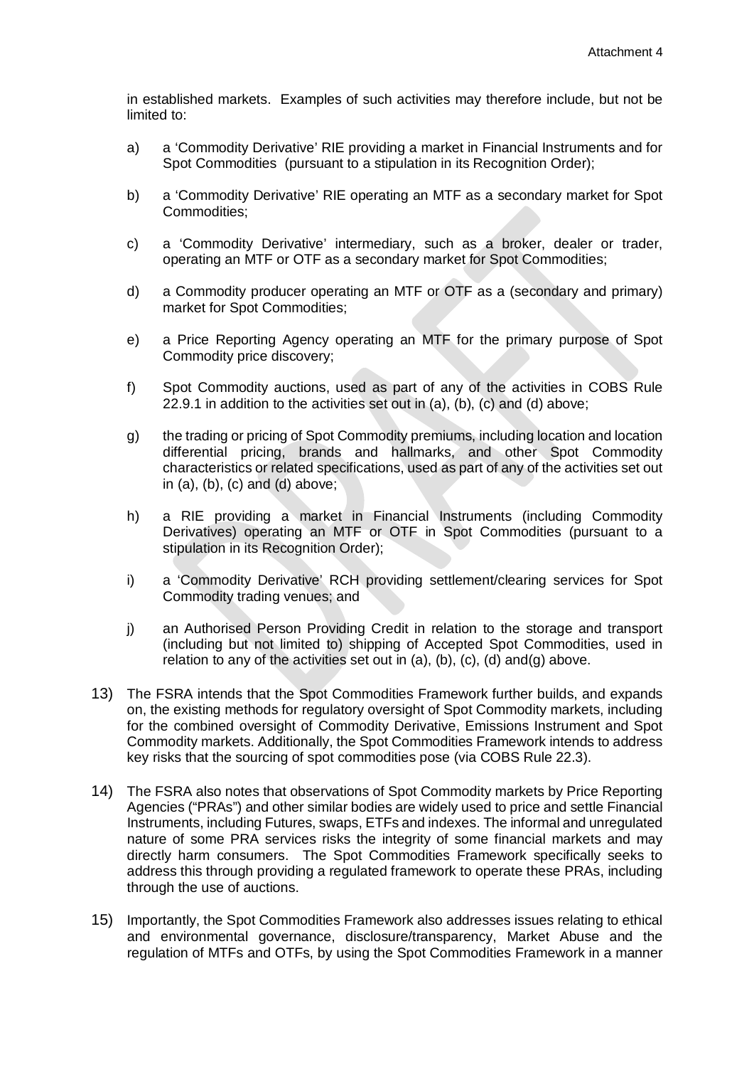in established markets. Examples of such activities may therefore include, but not be limited to:

a) a 'Commodity Derivative' RIE providing a market in Financial Instruments and for Spot Commodities (pursuant to a stipulation in its Recognition Order);

b) a 'Commodity Derivative' RIE operating an MTF as a secondary market for Spot Commodities;

c) a 'Commodity Derivative' intermediary, such as a broker, dealer or trader, operating an MTF or OTF as a secondary market for Spot Commodities;

d) a Commodity producer operating an MTF or OTF as a (secondary and primary) market for Spot Commodities;

e) a Price Reporting Agency operating an MTF for the primary purpose of Spot Commodity price discovery;

f) Spot Commodity auctions, used as part of any of the activities in COBS Rule 22.9.1 in addition to the activities set out in (a), (b), (c) and (d) above;

g) the trading or pricing of Spot Commodity premiums, including location and location differential pricing, brands and hallmarks, and other Spot Commodity characteristics or related specifications, used as part of any of the activities set out in (a), (b), (c) and (d) above;

h) a RIE providing a market in Financial Instruments (including Commodity Derivatives) operating an MTF or OTF in Spot Commodities (pursuant to a stipulation in its Recognition Order);

i) a 'Commodity Derivative' RCH providing settlement/clearing services for Spot Commodity trading venues; and

j) an Authorised Person Providing Credit in relation to the storage and transport (including but not limited to) shipping of Accepted Spot Commodities, used in relation to any of the activities set out in (a), (b), (c), (d) and(g) above.

13) The FSRA intends that the Spot Commodities Framework further builds, and expands on, the existing methods for regulatory oversight of Spot Commodity markets, including for the combined oversight of Commodity Derivative, Emissions Instrument and Spot Commodity markets. Additionally, the Spot Commodities Framework intends to address key risks that the sourcing of spot commodities pose (via COBS Rule 22.3).

14) The FSRA also notes that observations of Spot Commodity markets by Price Reporting Agencies ("PRAs") and other similar bodies are widely used to price and settle Financial Instruments, including Futures, swaps, ETFs and indexes. The informal and unregulated nature of some PRA services risks the integrity of some financial markets and may directly harm consumers. The Spot Commodities Framework specifically seeks to address this through providing a regulated framework to operate these PRAs, including through the use of auctions.

15) Importantly, the Spot Commodities Framework also addresses issues relating to ethical and environmental governance, disclosure/transparency, Market Abuse and the regulation of MTFs and OTFs, by using the Spot Commodities Framework in a manner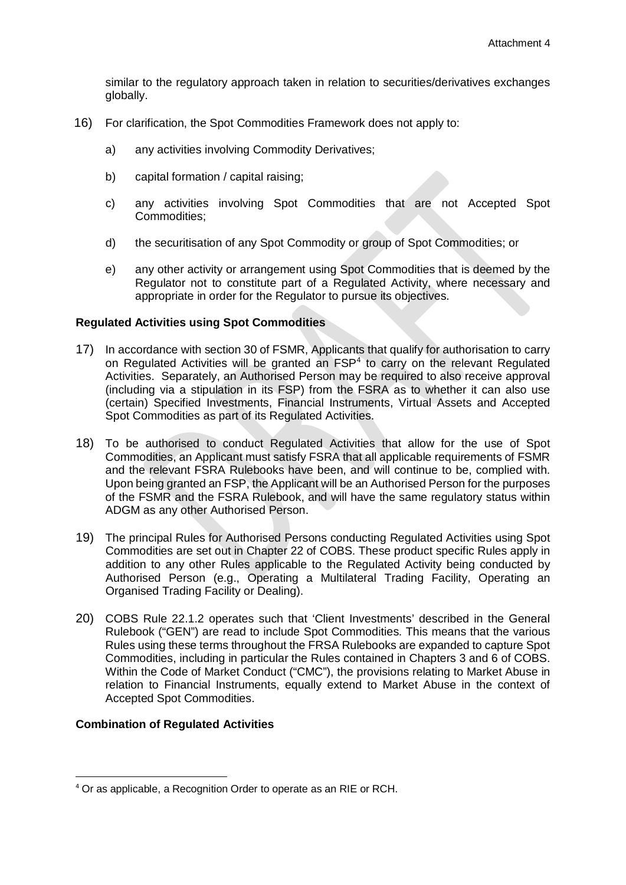similar to the regulatory approach taken in relation to securities/derivatives exchanges globally.

16) For clarification, the Spot Commodities Framework does not apply to:

   a) any activities involving Commodity Derivatives;

   b) capital formation / capital raising;

   c) any activities involving Spot Commodities that are not Accepted Spot Commodities;

   d) the securitisation of any Spot Commodity or group of Spot Commodities; or

   e) any other activity or arrangement using Spot Commodities that is deemed by the Regulator not to constitute part of a Regulated Activity, where necessary and appropriate in order for the Regulator to pursue its objectives.

**Regulated Activities using Spot Commodities**

17) In accordance with section 30 of FSMR, Applicants that qualify for authorisation to carry on Regulated Activities will be granted an FSP[4] to carry on the relevant Regulated Activities. Separately, an Authorised Person may be required to also receive approval (including via a stipulation in its FSP) from the FSRA as to whether it can also use (certain) Specified Investments, Financial Instruments, Virtual Assets and Accepted Spot Commodities as part of its Regulated Activities.

18) To be authorised to conduct Regulated Activities that allow for the use of Spot Commodities, an Applicant must satisfy FSRA that all applicable requirements of FSMR and the relevant FSRA Rulebooks have been, and will continue to be, complied with. Upon being granted an FSP, the Applicant will be an Authorised Person for the purposes of the FSMR and the FSRA Rulebook, and will have the same regulatory status within ADGM as any other Authorised Person.

19) The principal Rules for Authorised Persons conducting Regulated Activities using Spot Commodities are set out in Chapter 22 of COBS. These product specific Rules apply in addition to any other Rules applicable to the Regulated Activity being conducted by Authorised Person (e.g., Operating a Multilateral Trading Facility, Operating an Organised Trading Facility or Dealing).

20) COBS Rule 22.1.2 operates such that 'Client Investments' described in the General Rulebook ("GEN") are read to include Spot Commodities. This means that the various Rules using these terms throughout the FRSA Rulebooks are expanded to capture Spot Commodities, including in particular the Rules contained in Chapters 3 and 6 of COBS. Within the Code of Market Conduct ("CMC"), the provisions relating to Market Abuse in relation to Financial Instruments, equally extend to Market Abuse in the context of Accepted Spot Commodities.

**Combination of Regulated Activities**

[4] Or as applicable, a Recognition Order to operate as an RIE or RCH.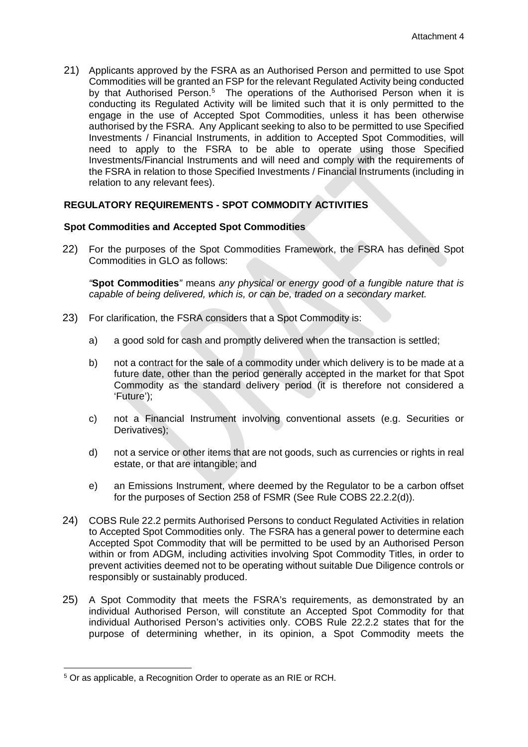21) Applicants approved by the FSRA as an Authorised Person and permitted to use Spot Commodities will be granted an FSP for the relevant Regulated Activity being conducted by that Authorised Person.[5] The operations of the Authorised Person when it is conducting its Regulated Activity will be limited such that it is only permitted to the engage in the use of Accepted Spot Commodities, unless it has been otherwise authorised by the FSRA. Any Applicant seeking to also to be permitted to use Specified Investments / Financial Instruments, in addition to Accepted Spot Commodities, will need to apply to the FSRA to be able to operate using those Specified Investments/Financial Instruments and will need and comply with the requirements of the FSRA in relation to those Specified Investments / Financial Instruments (including in relation to any relevant fees).

**REGULATORY REQUIREMENTS - SPOT COMMODITY ACTIVITIES**

**Spot Commodities and Accepted Spot Commodities**

22) For the purposes of the Spot Commodities Framework, the FSRA has defined Spot Commodities in GLO as follows:

*"***Spot Commodities***"* means *any physical or energy good of a fungible nature that is capable of being delivered, which is, or can be, traded on a secondary market.*

23) For clarification, the FSRA considers that a Spot Commodity is:

a) a good sold for cash and promptly delivered when the transaction is settled;

b) not a contract for the sale of a commodity under which delivery is to be made at a future date, other than the period generally accepted in the market for that Spot Commodity as the standard delivery period (it is therefore not considered a 'Future');

c) not a Financial Instrument involving conventional assets (e.g. Securities or Derivatives);

d) not a service or other items that are not goods, such as currencies or rights in real estate, or that are intangible; and

e) an Emissions Instrument, where deemed by the Regulator to be a carbon offset for the purposes of Section 258 of FSMR (See Rule COBS 22.2.2(d)).

24) COBS Rule 22.2 permits Authorised Persons to conduct Regulated Activities in relation to Accepted Spot Commodities only. The FSRA has a general power to determine each Accepted Spot Commodity that will be permitted to be used by an Authorised Person within or from ADGM, including activities involving Spot Commodity Titles, in order to prevent activities deemed not to be operating without suitable Due Diligence controls or responsibly or sustainably produced.

25) A Spot Commodity that meets the FSRA's requirements, as demonstrated by an individual Authorised Person, will constitute an Accepted Spot Commodity for that individual Authorised Person's activities only. COBS Rule 22.2.2 states that for the purpose of determining whether, in its opinion, a Spot Commodity meets the

[5] Or as applicable, a Recognition Order to operate as an RIE or RCH.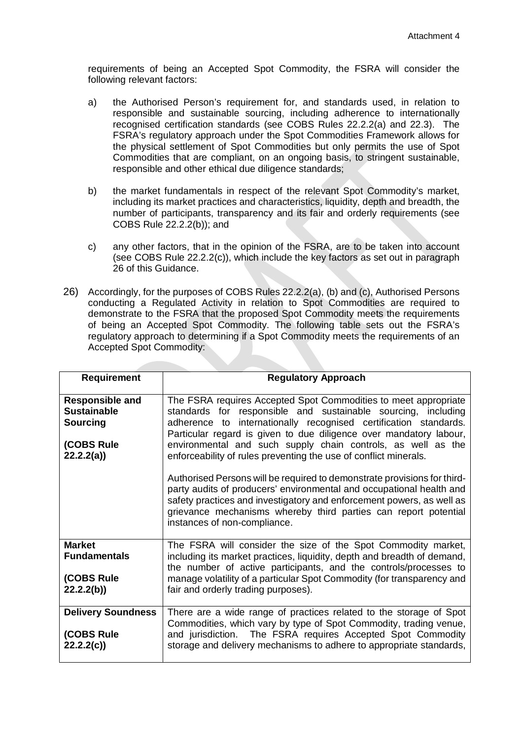requirements of being an Accepted Spot Commodity, the FSRA will consider the following relevant factors:

a) the Authorised Person's requirement for, and standards used, in relation to responsible and sustainable sourcing, including adherence to internationally recognised certification standards (see COBS Rules 22.2.2(a) and 22.3). The FSRA's regulatory approach under the Spot Commodities Framework allows for the physical settlement of Spot Commodities but only permits the use of Spot Commodities that are compliant, on an ongoing basis, to stringent sustainable, responsible and other ethical due diligence standards;

b) the market fundamentals in respect of the relevant Spot Commodity's market, including its market practices and characteristics, liquidity, depth and breadth, the number of participants, transparency and its fair and orderly requirements (see COBS Rule 22.2.2(b)); and

c) any other factors, that in the opinion of the FSRA, are to be taken into account (see COBS Rule 22.2.2(c)), which include the key factors as set out in paragraph 26 of this Guidance.

26) Accordingly, for the purposes of COBS Rules 22.2.2(a), (b) and (c), Authorised Persons conducting a Regulated Activity in relation to Spot Commodities are required to demonstrate to the FSRA that the proposed Spot Commodity meets the requirements of being an Accepted Spot Commodity. The following table sets out the FSRA's regulatory approach to determining if a Spot Commodity meets the requirements of an Accepted Spot Commodity:

| Requirement | Regulatory Approach |
|---|---|
| **Responsible and Sustainable Sourcing**<br><br>**(COBS Rule 22.2.2(a))** | The FSRA requires Accepted Spot Commodities to meet appropriate standards for responsible and sustainable sourcing, including adherence to internationally recognised certification standards. Particular regard is given to due diligence over mandatory labour, environmental and such supply chain controls, as well as the enforceability of rules preventing the use of conflict minerals.<br><br>Authorised Persons will be required to demonstrate provisions for third-party audits of producers' environmental and occupational health and safety practices and investigatory and enforcement powers, as well as grievance mechanisms whereby third parties can report potential instances of non-compliance. |
| **Market Fundamentals**<br><br>**(COBS Rule 22.2.2(b))** | The FSRA will consider the size of the Spot Commodity market, including its market practices, liquidity, depth and breadth of demand, the number of active participants, and the controls/processes to manage volatility of a particular Spot Commodity (for transparency and fair and orderly trading purposes). |
| **Delivery Soundness**<br><br>**(COBS Rule 22.2.2(c))** | There are a wide range of practices related to the storage of Spot Commodities, which vary by type of Spot Commodity, trading venue, and jurisdiction. The FSRA requires Accepted Spot Commodity storage and delivery mechanisms to adhere to appropriate standards, |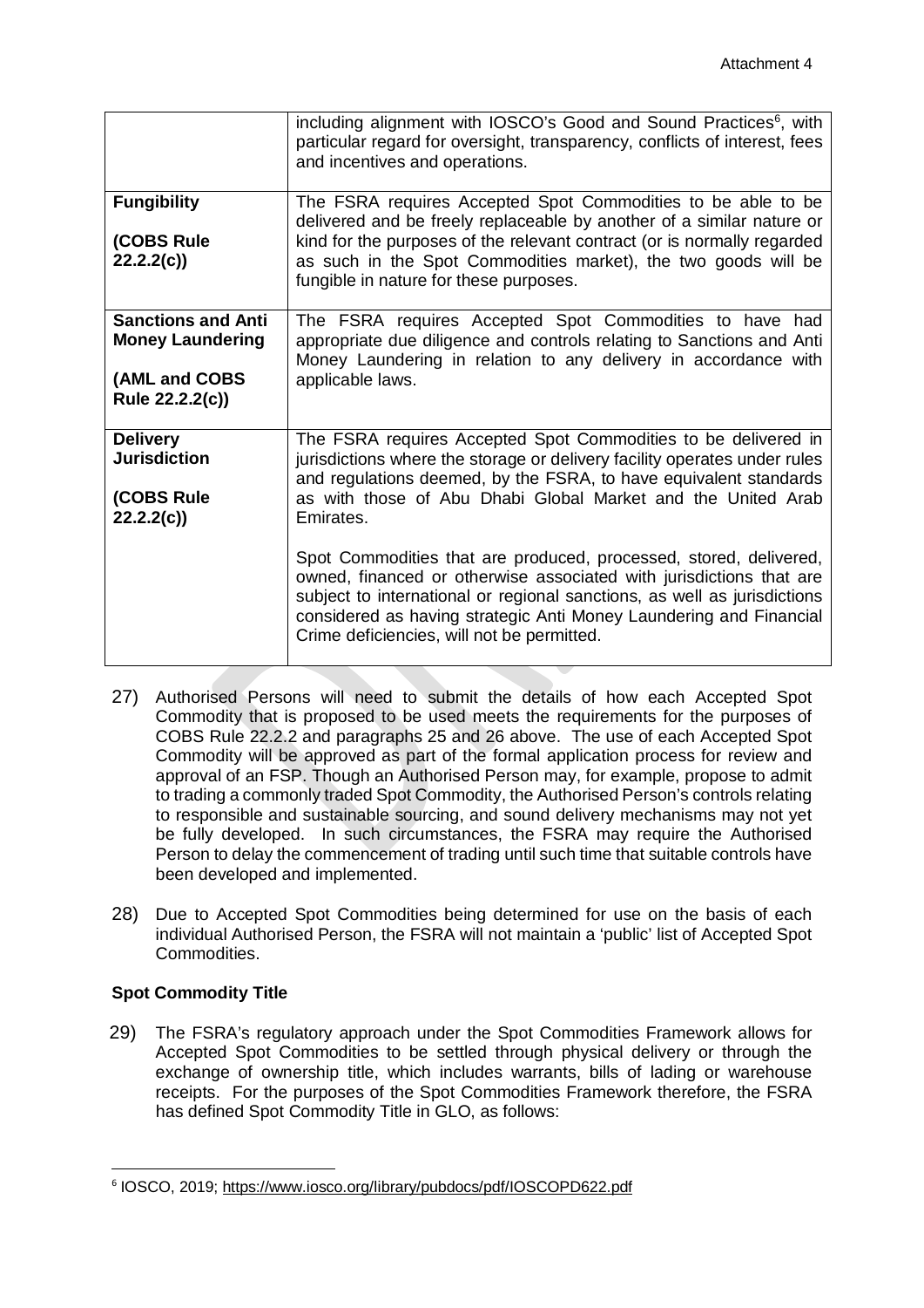| | |
|---|---|
| | including alignment with IOSCO's Good and Sound Practices[6], with particular regard for oversight, transparency, conflicts of interest, fees and incentives and operations. |
| **Fungibility**<br><br>**(COBS Rule 22.2.2(c))** | The FSRA requires Accepted Spot Commodities to be able to be delivered and be freely replaceable by another of a similar nature or kind for the purposes of the relevant contract (or is normally regarded as such in the Spot Commodities market), the two goods will be fungible in nature for these purposes. |
| **Sanctions and Anti Money Laundering**<br><br>**(AML and COBS Rule 22.2.2(c))** | The FSRA requires Accepted Spot Commodities to have had appropriate due diligence and controls relating to Sanctions and Anti Money Laundering in relation to any delivery in accordance with applicable laws. |
| **Delivery Jurisdiction**<br><br>**(COBS Rule 22.2.2(c))** | The FSRA requires Accepted Spot Commodities to be delivered in jurisdictions where the storage or delivery facility operates under rules and regulations deemed, by the FSRA, to have equivalent standards as with those of Abu Dhabi Global Market and the United Arab Emirates.<br><br>Spot Commodities that are produced, processed, stored, delivered, owned, financed or otherwise associated with jurisdictions that are subject to international or regional sanctions, as well as jurisdictions considered as having strategic Anti Money Laundering and Financial Crime deficiencies, will not be permitted. |

27) Authorised Persons will need to submit the details of how each Accepted Spot Commodity that is proposed to be used meets the requirements for the purposes of COBS Rule 22.2.2 and paragraphs 25 and 26 above. The use of each Accepted Spot Commodity will be approved as part of the formal application process for review and approval of an FSP. Though an Authorised Person may, for example, propose to admit to trading a commonly traded Spot Commodity, the Authorised Person's controls relating to responsible and sustainable sourcing, and sound delivery mechanisms may not yet be fully developed. In such circumstances, the FSRA may require the Authorised Person to delay the commencement of trading until such time that suitable controls have been developed and implemented.

28) Due to Accepted Spot Commodities being determined for use on the basis of each individual Authorised Person, the FSRA will not maintain a 'public' list of Accepted Spot Commodities.

**Spot Commodity Title**

29) The FSRA's regulatory approach under the Spot Commodities Framework allows for Accepted Spot Commodities to be settled through physical delivery or through the exchange of ownership title, which includes warrants, bills of lading or warehouse receipts. For the purposes of the Spot Commodities Framework therefore, the FSRA has defined Spot Commodity Title in GLO, as follows:

[6] IOSCO, 2019; https://www.iosco.org/library/pubdocs/pdf/IOSCOPD622.pdf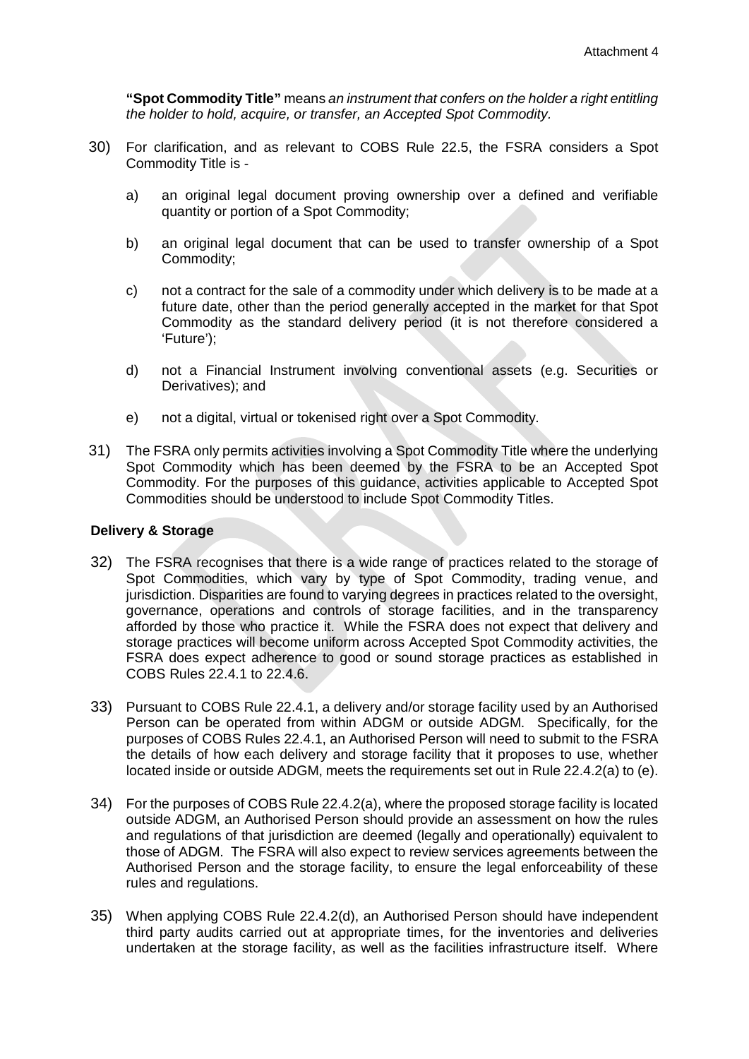**"Spot Commodity Title"** means *an instrument that confers on the holder a right entitling the holder to hold, acquire, or transfer, an Accepted Spot Commodity.*

30) For clarification, and as relevant to COBS Rule 22.5, the FSRA considers a Spot Commodity Title is -

   a) an original legal document proving ownership over a defined and verifiable quantity or portion of a Spot Commodity;

   b) an original legal document that can be used to transfer ownership of a Spot Commodity;

   c) not a contract for the sale of a commodity under which delivery is to be made at a future date, other than the period generally accepted in the market for that Spot Commodity as the standard delivery period (it is not therefore considered a 'Future');

   d) not a Financial Instrument involving conventional assets (e.g. Securities or Derivatives); and

   e) not a digital, virtual or tokenised right over a Spot Commodity.

31) The FSRA only permits activities involving a Spot Commodity Title where the underlying Spot Commodity which has been deemed by the FSRA to be an Accepted Spot Commodity. For the purposes of this guidance, activities applicable to Accepted Spot Commodities should be understood to include Spot Commodity Titles.

**Delivery & Storage**

32) The FSRA recognises that there is a wide range of practices related to the storage of Spot Commodities, which vary by type of Spot Commodity, trading venue, and jurisdiction. Disparities are found to varying degrees in practices related to the oversight, governance, operations and controls of storage facilities, and in the transparency afforded by those who practice it. While the FSRA does not expect that delivery and storage practices will become uniform across Accepted Spot Commodity activities, the FSRA does expect adherence to good or sound storage practices as established in COBS Rules 22.4.1 to 22.4.6.

33) Pursuant to COBS Rule 22.4.1, a delivery and/or storage facility used by an Authorised Person can be operated from within ADGM or outside ADGM. Specifically, for the purposes of COBS Rules 22.4.1, an Authorised Person will need to submit to the FSRA the details of how each delivery and storage facility that it proposes to use, whether located inside or outside ADGM, meets the requirements set out in Rule 22.4.2(a) to (e).

34) For the purposes of COBS Rule 22.4.2(a), where the proposed storage facility is located outside ADGM, an Authorised Person should provide an assessment on how the rules and regulations of that jurisdiction are deemed (legally and operationally) equivalent to those of ADGM. The FSRA will also expect to review services agreements between the Authorised Person and the storage facility, to ensure the legal enforceability of these rules and regulations.

35) When applying COBS Rule 22.4.2(d), an Authorised Person should have independent third party audits carried out at appropriate times, for the inventories and deliveries undertaken at the storage facility, as well as the facilities infrastructure itself. Where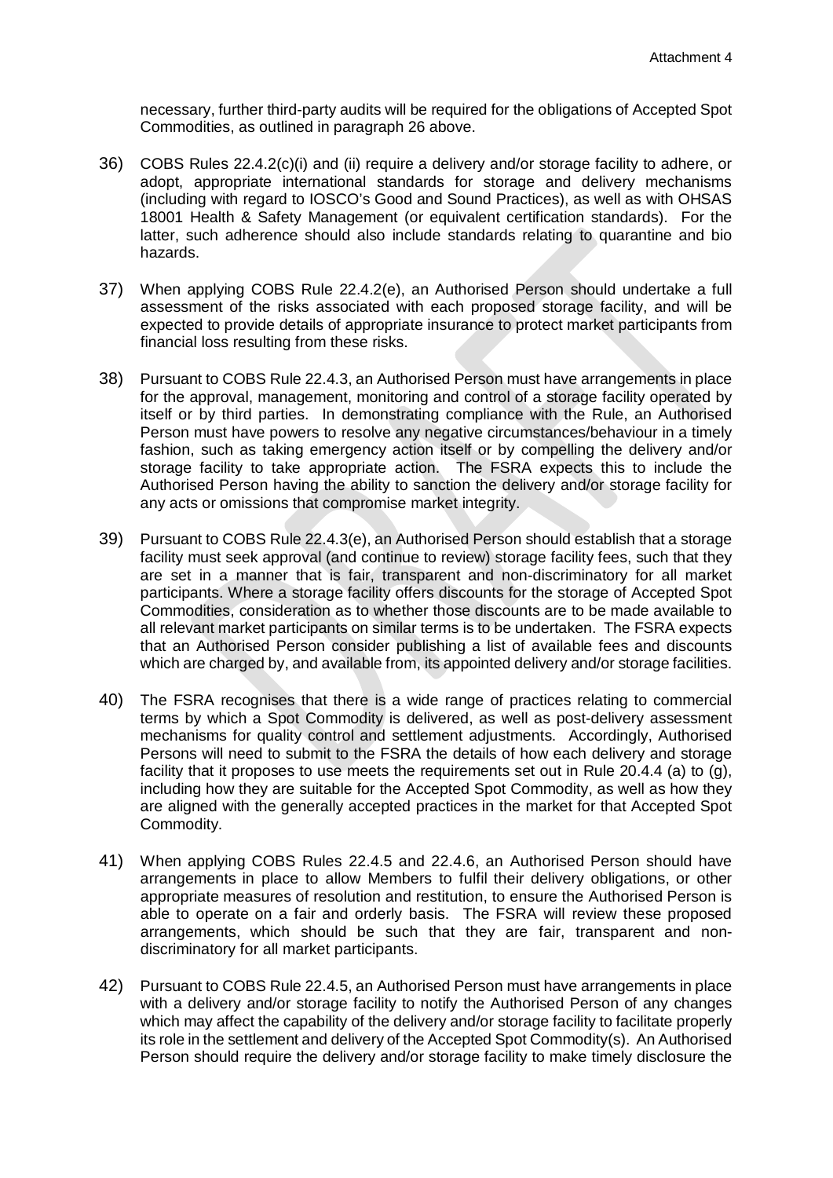necessary, further third-party audits will be required for the obligations of Accepted Spot Commodities, as outlined in paragraph 26 above.

36) COBS Rules 22.4.2(c)(i) and (ii) require a delivery and/or storage facility to adhere, or adopt, appropriate international standards for storage and delivery mechanisms (including with regard to IOSCO's Good and Sound Practices), as well as with OHSAS 18001 Health & Safety Management (or equivalent certification standards). For the latter, such adherence should also include standards relating to quarantine and bio hazards.

37) When applying COBS Rule 22.4.2(e), an Authorised Person should undertake a full assessment of the risks associated with each proposed storage facility, and will be expected to provide details of appropriate insurance to protect market participants from financial loss resulting from these risks.

38) Pursuant to COBS Rule 22.4.3, an Authorised Person must have arrangements in place for the approval, management, monitoring and control of a storage facility operated by itself or by third parties. In demonstrating compliance with the Rule, an Authorised Person must have powers to resolve any negative circumstances/behaviour in a timely fashion, such as taking emergency action itself or by compelling the delivery and/or storage facility to take appropriate action. The FSRA expects this to include the Authorised Person having the ability to sanction the delivery and/or storage facility for any acts or omissions that compromise market integrity.

39) Pursuant to COBS Rule 22.4.3(e), an Authorised Person should establish that a storage facility must seek approval (and continue to review) storage facility fees, such that they are set in a manner that is fair, transparent and non-discriminatory for all market participants. Where a storage facility offers discounts for the storage of Accepted Spot Commodities, consideration as to whether those discounts are to be made available to all relevant market participants on similar terms is to be undertaken. The FSRA expects that an Authorised Person consider publishing a list of available fees and discounts which are charged by, and available from, its appointed delivery and/or storage facilities.

40) The FSRA recognises that there is a wide range of practices relating to commercial terms by which a Spot Commodity is delivered, as well as post-delivery assessment mechanisms for quality control and settlement adjustments. Accordingly, Authorised Persons will need to submit to the FSRA the details of how each delivery and storage facility that it proposes to use meets the requirements set out in Rule 20.4.4 (a) to (g), including how they are suitable for the Accepted Spot Commodity, as well as how they are aligned with the generally accepted practices in the market for that Accepted Spot Commodity.

41) When applying COBS Rules 22.4.5 and 22.4.6, an Authorised Person should have arrangements in place to allow Members to fulfil their delivery obligations, or other appropriate measures of resolution and restitution, to ensure the Authorised Person is able to operate on a fair and orderly basis. The FSRA will review these proposed arrangements, which should be such that they are fair, transparent and non-discriminatory for all market participants.

42) Pursuant to COBS Rule 22.4.5, an Authorised Person must have arrangements in place with a delivery and/or storage facility to notify the Authorised Person of any changes which may affect the capability of the delivery and/or storage facility to facilitate properly its role in the settlement and delivery of the Accepted Spot Commodity(s). An Authorised Person should require the delivery and/or storage facility to make timely disclosure the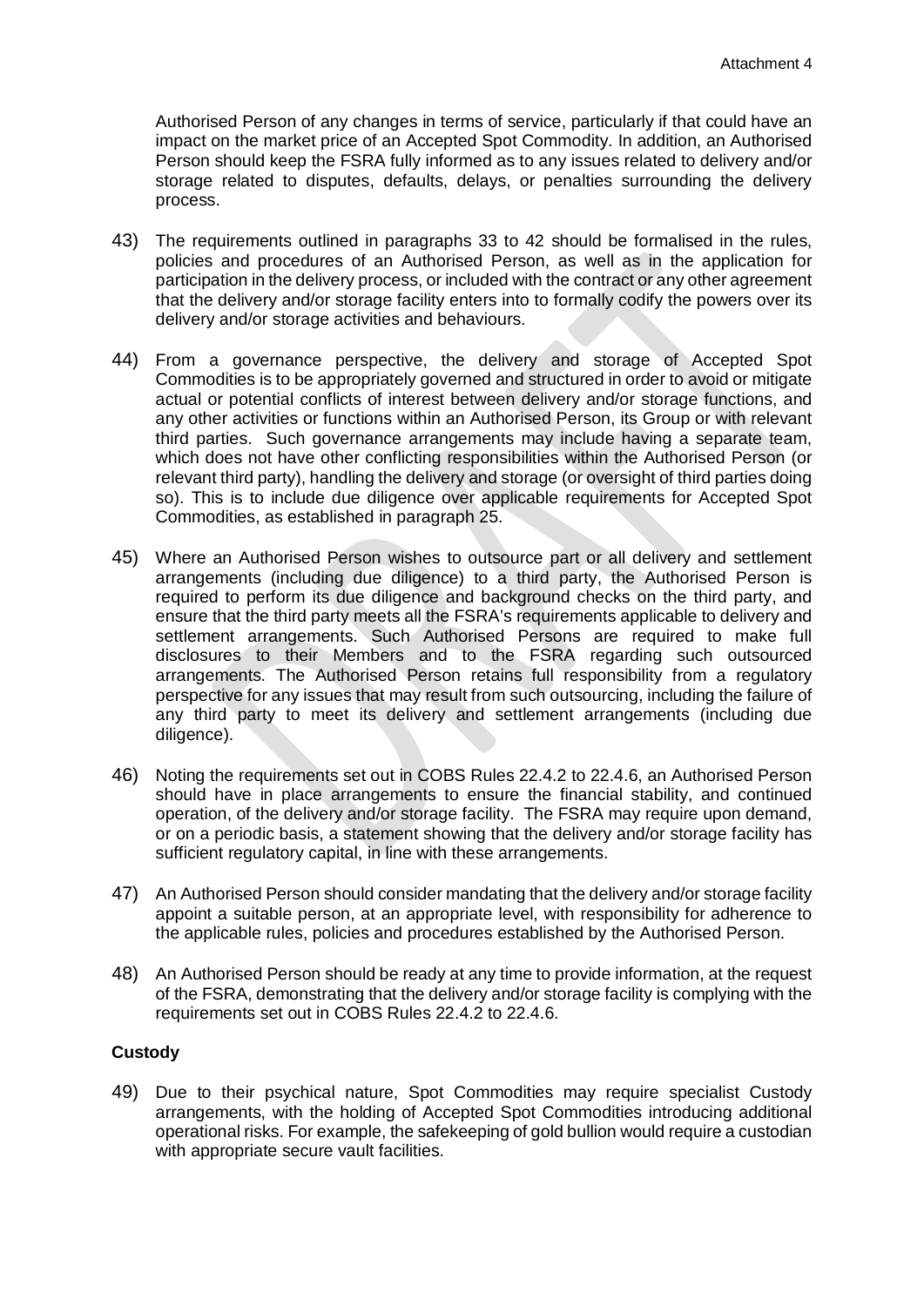Authorised Person of any changes in terms of service, particularly if that could have an impact on the market price of an Accepted Spot Commodity. In addition, an Authorised Person should keep the FSRA fully informed as to any issues related to delivery and/or storage related to disputes, defaults, delays, or penalties surrounding the delivery process.

43) The requirements outlined in paragraphs 33 to 42 should be formalised in the rules, policies and procedures of an Authorised Person, as well as in the application for participation in the delivery process, or included with the contract or any other agreement that the delivery and/or storage facility enters into to formally codify the powers over its delivery and/or storage activities and behaviours.

44) From a governance perspective, the delivery and storage of Accepted Spot Commodities is to be appropriately governed and structured in order to avoid or mitigate actual or potential conflicts of interest between delivery and/or storage functions, and any other activities or functions within an Authorised Person, its Group or with relevant third parties. Such governance arrangements may include having a separate team, which does not have other conflicting responsibilities within the Authorised Person (or relevant third party), handling the delivery and storage (or oversight of third parties doing so). This is to include due diligence over applicable requirements for Accepted Spot Commodities, as established in paragraph 25.

45) Where an Authorised Person wishes to outsource part or all delivery and settlement arrangements (including due diligence) to a third party, the Authorised Person is required to perform its due diligence and background checks on the third party, and ensure that the third party meets all the FSRA's requirements applicable to delivery and settlement arrangements. Such Authorised Persons are required to make full disclosures to their Members and to the FSRA regarding such outsourced arrangements. The Authorised Person retains full responsibility from a regulatory perspective for any issues that may result from such outsourcing, including the failure of any third party to meet its delivery and settlement arrangements (including due diligence).

46) Noting the requirements set out in COBS Rules 22.4.2 to 22.4.6, an Authorised Person should have in place arrangements to ensure the financial stability, and continued operation, of the delivery and/or storage facility. The FSRA may require upon demand, or on a periodic basis, a statement showing that the delivery and/or storage facility has sufficient regulatory capital, in line with these arrangements.

47) An Authorised Person should consider mandating that the delivery and/or storage facility appoint a suitable person, at an appropriate level, with responsibility for adherence to the applicable rules, policies and procedures established by the Authorised Person.

48) An Authorised Person should be ready at any time to provide information, at the request of the FSRA, demonstrating that the delivery and/or storage facility is complying with the requirements set out in COBS Rules 22.4.2 to 22.4.6.

**Custody**

49) Due to their psychical nature, Spot Commodities may require specialist Custody arrangements, with the holding of Accepted Spot Commodities introducing additional operational risks. For example, the safekeeping of gold bullion would require a custodian with appropriate secure vault facilities.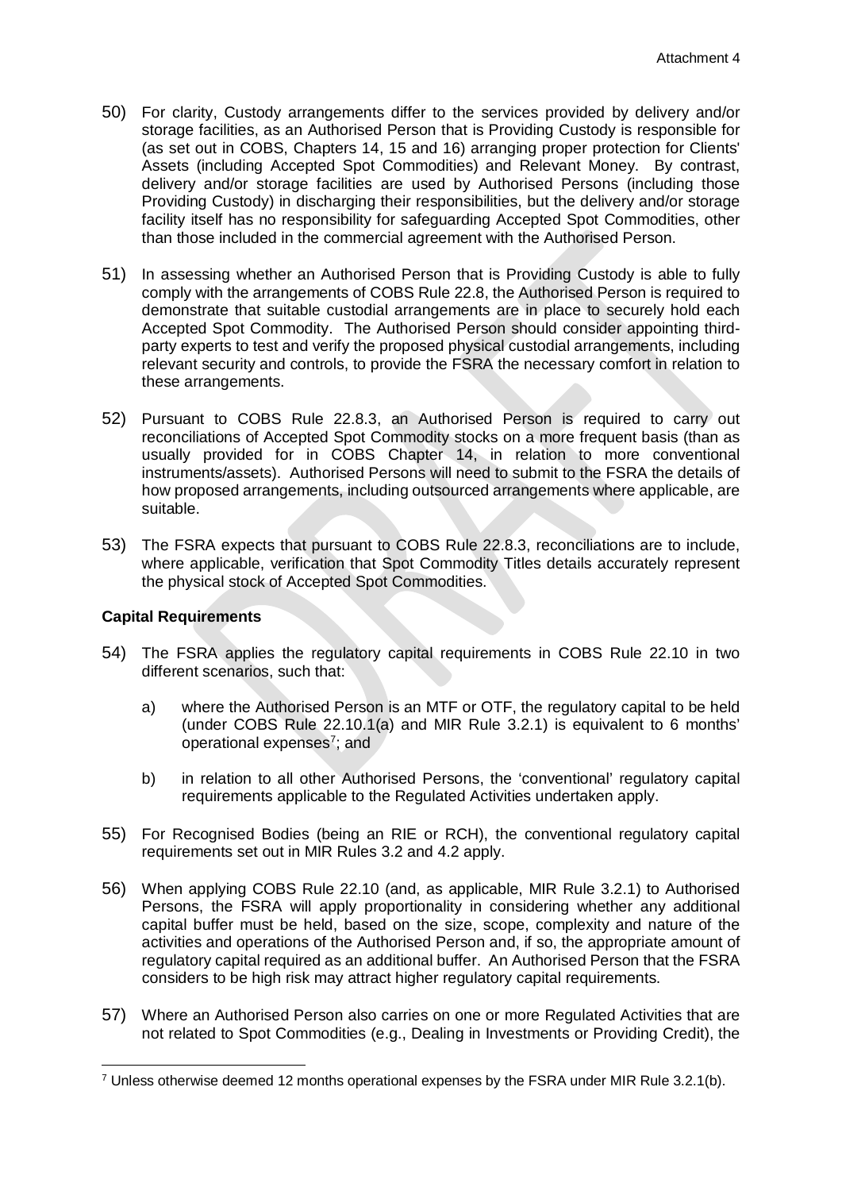50) For clarity, Custody arrangements differ to the services provided by delivery and/or storage facilities, as an Authorised Person that is Providing Custody is responsible for (as set out in COBS, Chapters 14, 15 and 16) arranging proper protection for Clients' Assets (including Accepted Spot Commodities) and Relevant Money. By contrast, delivery and/or storage facilities are used by Authorised Persons (including those Providing Custody) in discharging their responsibilities, but the delivery and/or storage facility itself has no responsibility for safeguarding Accepted Spot Commodities, other than those included in the commercial agreement with the Authorised Person.

51) In assessing whether an Authorised Person that is Providing Custody is able to fully comply with the arrangements of COBS Rule 22.8, the Authorised Person is required to demonstrate that suitable custodial arrangements are in place to securely hold each Accepted Spot Commodity. The Authorised Person should consider appointing third-party experts to test and verify the proposed physical custodial arrangements, including relevant security and controls, to provide the FSRA the necessary comfort in relation to these arrangements.

52) Pursuant to COBS Rule 22.8.3, an Authorised Person is required to carry out reconciliations of Accepted Spot Commodity stocks on a more frequent basis (than as usually provided for in COBS Chapter 14, in relation to more conventional instruments/assets). Authorised Persons will need to submit to the FSRA the details of how proposed arrangements, including outsourced arrangements where applicable, are suitable.

53) The FSRA expects that pursuant to COBS Rule 22.8.3, reconciliations are to include, where applicable, verification that Spot Commodity Titles details accurately represent the physical stock of Accepted Spot Commodities.

**Capital Requirements**

54) The FSRA applies the regulatory capital requirements in COBS Rule 22.10 in two different scenarios, such that:

    a) where the Authorised Person is an MTF or OTF, the regulatory capital to be held (under COBS Rule 22.10.1(a) and MIR Rule 3.2.1) is equivalent to 6 months' operational expenses[7]; and

    b) in relation to all other Authorised Persons, the 'conventional' regulatory capital requirements applicable to the Regulated Activities undertaken apply.

55) For Recognised Bodies (being an RIE or RCH), the conventional regulatory capital requirements set out in MIR Rules 3.2 and 4.2 apply.

56) When applying COBS Rule 22.10 (and, as applicable, MIR Rule 3.2.1) to Authorised Persons, the FSRA will apply proportionality in considering whether any additional capital buffer must be held, based on the size, scope, complexity and nature of the activities and operations of the Authorised Person and, if so, the appropriate amount of regulatory capital required as an additional buffer. An Authorised Person that the FSRA considers to be high risk may attract higher regulatory capital requirements.

57) Where an Authorised Person also carries on one or more Regulated Activities that are not related to Spot Commodities (e.g., Dealing in Investments or Providing Credit), the

[7] Unless otherwise deemed 12 months operational expenses by the FSRA under MIR Rule 3.2.1(b).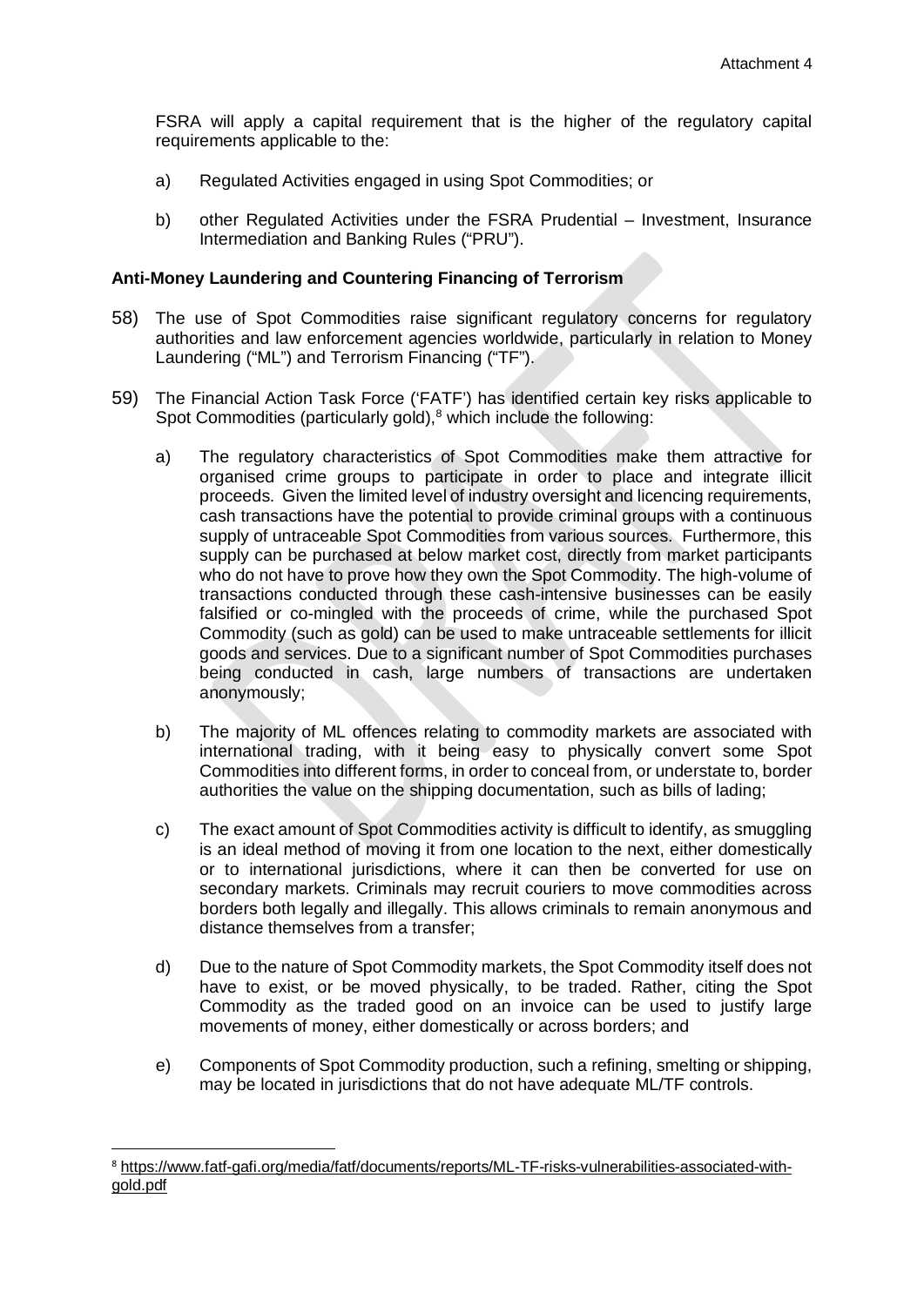FSRA will apply a capital requirement that is the higher of the regulatory capital requirements applicable to the:

a) Regulated Activities engaged in using Spot Commodities; or

b) other Regulated Activities under the FSRA Prudential – Investment, Insurance Intermediation and Banking Rules ("PRU").

**Anti-Money Laundering and Countering Financing of Terrorism**

58) The use of Spot Commodities raise significant regulatory concerns for regulatory authorities and law enforcement agencies worldwide, particularly in relation to Money Laundering ("ML") and Terrorism Financing ("TF").

59) The Financial Action Task Force ('FATF') has identified certain key risks applicable to Spot Commodities (particularly gold),[8] which include the following:

a) The regulatory characteristics of Spot Commodities make them attractive for organised crime groups to participate in order to place and integrate illicit proceeds. Given the limited level of industry oversight and licencing requirements, cash transactions have the potential to provide criminal groups with a continuous supply of untraceable Spot Commodities from various sources. Furthermore, this supply can be purchased at below market cost, directly from market participants who do not have to prove how they own the Spot Commodity. The high-volume of transactions conducted through these cash-intensive businesses can be easily falsified or co-mingled with the proceeds of crime, while the purchased Spot Commodity (such as gold) can be used to make untraceable settlements for illicit goods and services. Due to a significant number of Spot Commodities purchases being conducted in cash, large numbers of transactions are undertaken anonymously;

b) The majority of ML offences relating to commodity markets are associated with international trading, with it being easy to physically convert some Spot Commodities into different forms, in order to conceal from, or understate to, border authorities the value on the shipping documentation, such as bills of lading;

c) The exact amount of Spot Commodities activity is difficult to identify, as smuggling is an ideal method of moving it from one location to the next, either domestically or to international jurisdictions, where it can then be converted for use on secondary markets. Criminals may recruit couriers to move commodities across borders both legally and illegally. This allows criminals to remain anonymous and distance themselves from a transfer;

d) Due to the nature of Spot Commodity markets, the Spot Commodity itself does not have to exist, or be moved physically, to be traded. Rather, citing the Spot Commodity as the traded good on an invoice can be used to justify large movements of money, either domestically or across borders; and

e) Components of Spot Commodity production, such a refining, smelting or shipping, may be located in jurisdictions that do not have adequate ML/TF controls.

[8] https://www.fatf-gafi.org/media/fatf/documents/reports/ML-TF-risks-vulnerabilities-associated-with-gold.pdf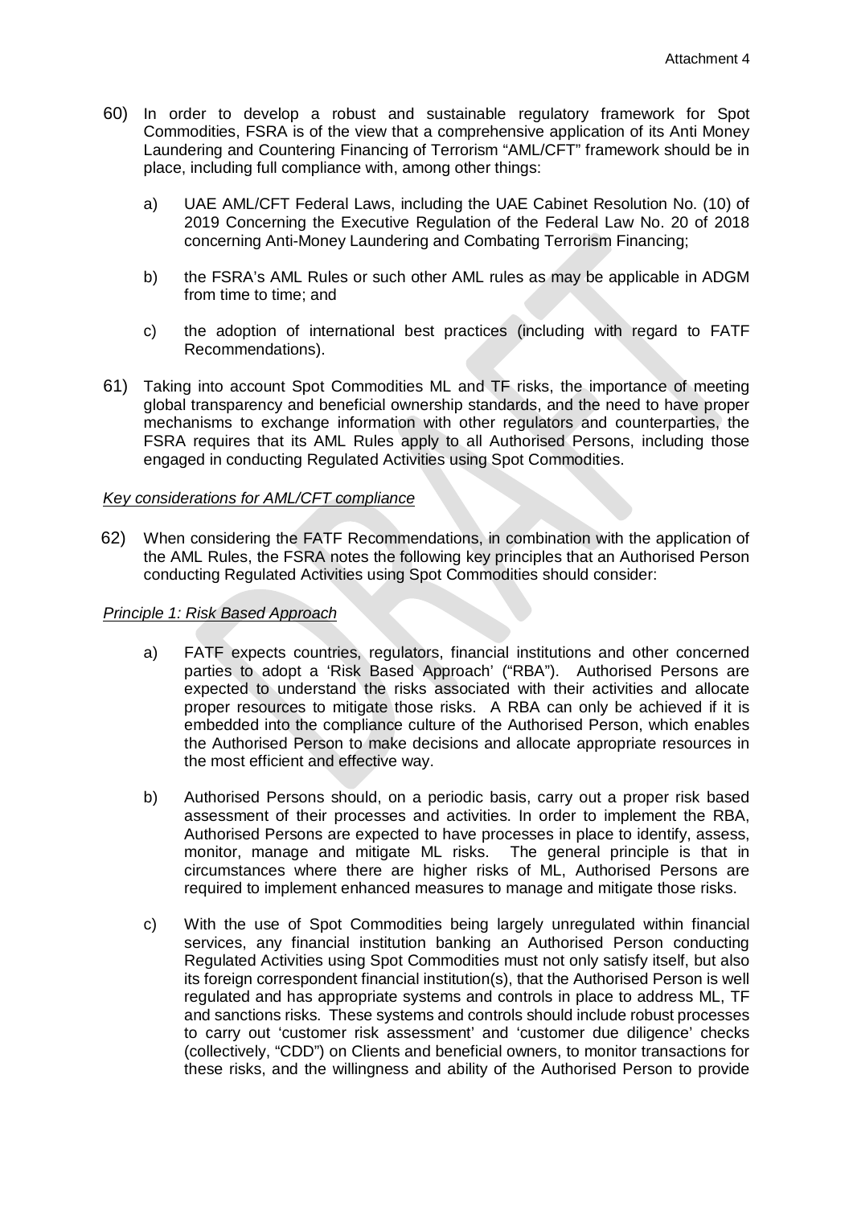60) In order to develop a robust and sustainable regulatory framework for Spot Commodities, FSRA is of the view that a comprehensive application of its Anti Money Laundering and Countering Financing of Terrorism "AML/CFT" framework should be in place, including full compliance with, among other things:

   a) UAE AML/CFT Federal Laws, including the UAE Cabinet Resolution No. (10) of 2019 Concerning the Executive Regulation of the Federal Law No. 20 of 2018 concerning Anti-Money Laundering and Combating Terrorism Financing;

   b) the FSRA's AML Rules or such other AML rules as may be applicable in ADGM from time to time; and

   c) the adoption of international best practices (including with regard to FATF Recommendations).

61) Taking into account Spot Commodities ML and TF risks, the importance of meeting global transparency and beneficial ownership standards, and the need to have proper mechanisms to exchange information with other regulators and counterparties, the FSRA requires that its AML Rules apply to all Authorised Persons, including those engaged in conducting Regulated Activities using Spot Commodities.

*Key considerations for AML/CFT compliance*

62) When considering the FATF Recommendations, in combination with the application of the AML Rules, the FSRA notes the following key principles that an Authorised Person conducting Regulated Activities using Spot Commodities should consider:

*Principle 1: Risk Based Approach*

   a) FATF expects countries, regulators, financial institutions and other concerned parties to adopt a 'Risk Based Approach' ("RBA"). Authorised Persons are expected to understand the risks associated with their activities and allocate proper resources to mitigate those risks. A RBA can only be achieved if it is embedded into the compliance culture of the Authorised Person, which enables the Authorised Person to make decisions and allocate appropriate resources in the most efficient and effective way.

   b) Authorised Persons should, on a periodic basis, carry out a proper risk based assessment of their processes and activities. In order to implement the RBA, Authorised Persons are expected to have processes in place to identify, assess, monitor, manage and mitigate ML risks. The general principle is that in circumstances where there are higher risks of ML, Authorised Persons are required to implement enhanced measures to manage and mitigate those risks.

   c) With the use of Spot Commodities being largely unregulated within financial services, any financial institution banking an Authorised Person conducting Regulated Activities using Spot Commodities must not only satisfy itself, but also its foreign correspondent financial institution(s), that the Authorised Person is well regulated and has appropriate systems and controls in place to address ML, TF and sanctions risks. These systems and controls should include robust processes to carry out 'customer risk assessment' and 'customer due diligence' checks (collectively, "CDD") on Clients and beneficial owners, to monitor transactions for these risks, and the willingness and ability of the Authorised Person to provide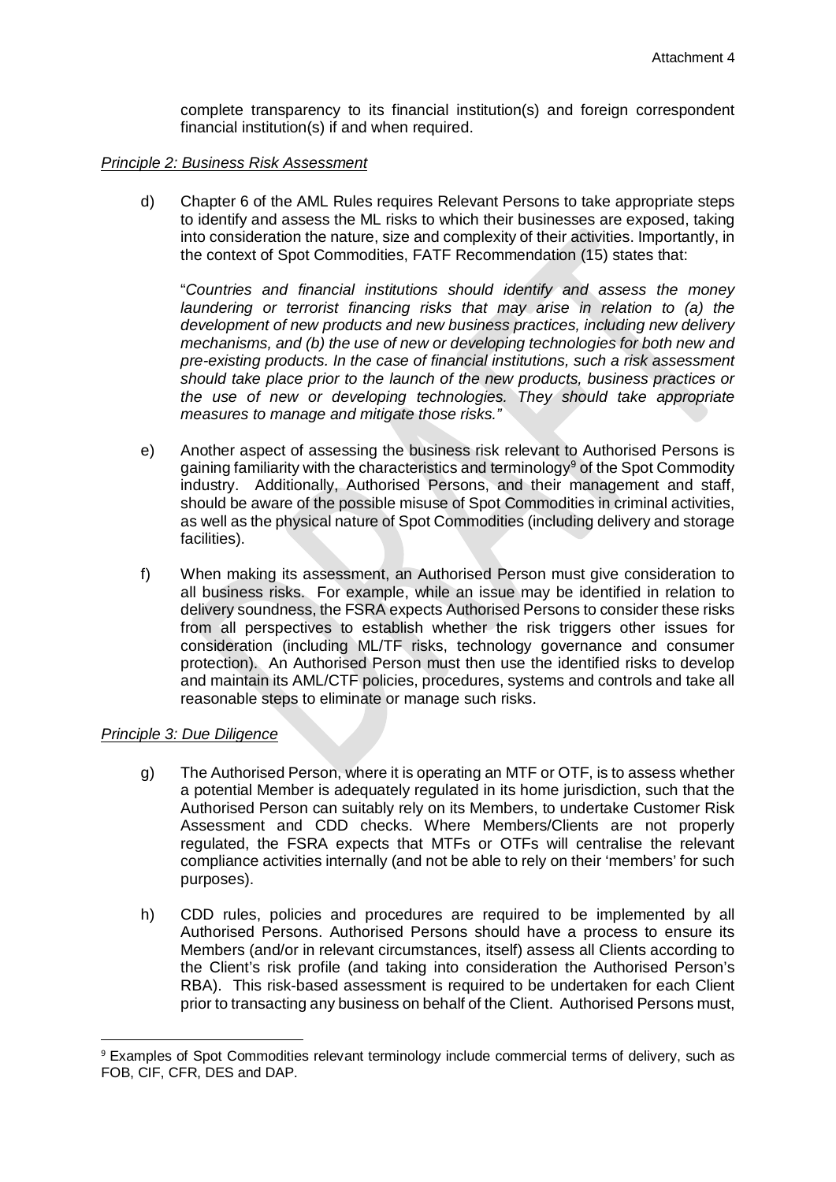complete transparency to its financial institution(s) and foreign correspondent financial institution(s) if and when required.

*Principle 2: Business Risk Assessment*

d) Chapter 6 of the AML Rules requires Relevant Persons to take appropriate steps to identify and assess the ML risks to which their businesses are exposed, taking into consideration the nature, size and complexity of their activities. Importantly, in the context of Spot Commodities, FATF Recommendation (15) states that:

"*Countries and financial institutions should identify and assess the money laundering or terrorist financing risks that may arise in relation to (a) the development of new products and new business practices, including new delivery mechanisms, and (b) the use of new or developing technologies for both new and pre-existing products. In the case of financial institutions, such a risk assessment should take place prior to the launch of the new products, business practices or the use of new or developing technologies. They should take appropriate measures to manage and mitigate those risks.*"

e) Another aspect of assessing the business risk relevant to Authorised Persons is gaining familiarity with the characteristics and terminology[9] of the Spot Commodity industry. Additionally, Authorised Persons, and their management and staff, should be aware of the possible misuse of Spot Commodities in criminal activities, as well as the physical nature of Spot Commodities (including delivery and storage facilities).

f) When making its assessment, an Authorised Person must give consideration to all business risks. For example, while an issue may be identified in relation to delivery soundness, the FSRA expects Authorised Persons to consider these risks from all perspectives to establish whether the risk triggers other issues for consideration (including ML/TF risks, technology governance and consumer protection). An Authorised Person must then use the identified risks to develop and maintain its AML/CTF policies, procedures, systems and controls and take all reasonable steps to eliminate or manage such risks.

*Principle 3: Due Diligence*

g) The Authorised Person, where it is operating an MTF or OTF, is to assess whether a potential Member is adequately regulated in its home jurisdiction, such that the Authorised Person can suitably rely on its Members, to undertake Customer Risk Assessment and CDD checks. Where Members/Clients are not properly regulated, the FSRA expects that MTFs or OTFs will centralise the relevant compliance activities internally (and not be able to rely on their 'members' for such purposes).

h) CDD rules, policies and procedures are required to be implemented by all Authorised Persons. Authorised Persons should have a process to ensure its Members (and/or in relevant circumstances, itself) assess all Clients according to the Client's risk profile (and taking into consideration the Authorised Person's RBA). This risk-based assessment is required to be undertaken for each Client prior to transacting any business on behalf of the Client. Authorised Persons must,

---

[9] Examples of Spot Commodities relevant terminology include commercial terms of delivery, such as FOB, CIF, CFR, DES and DAP.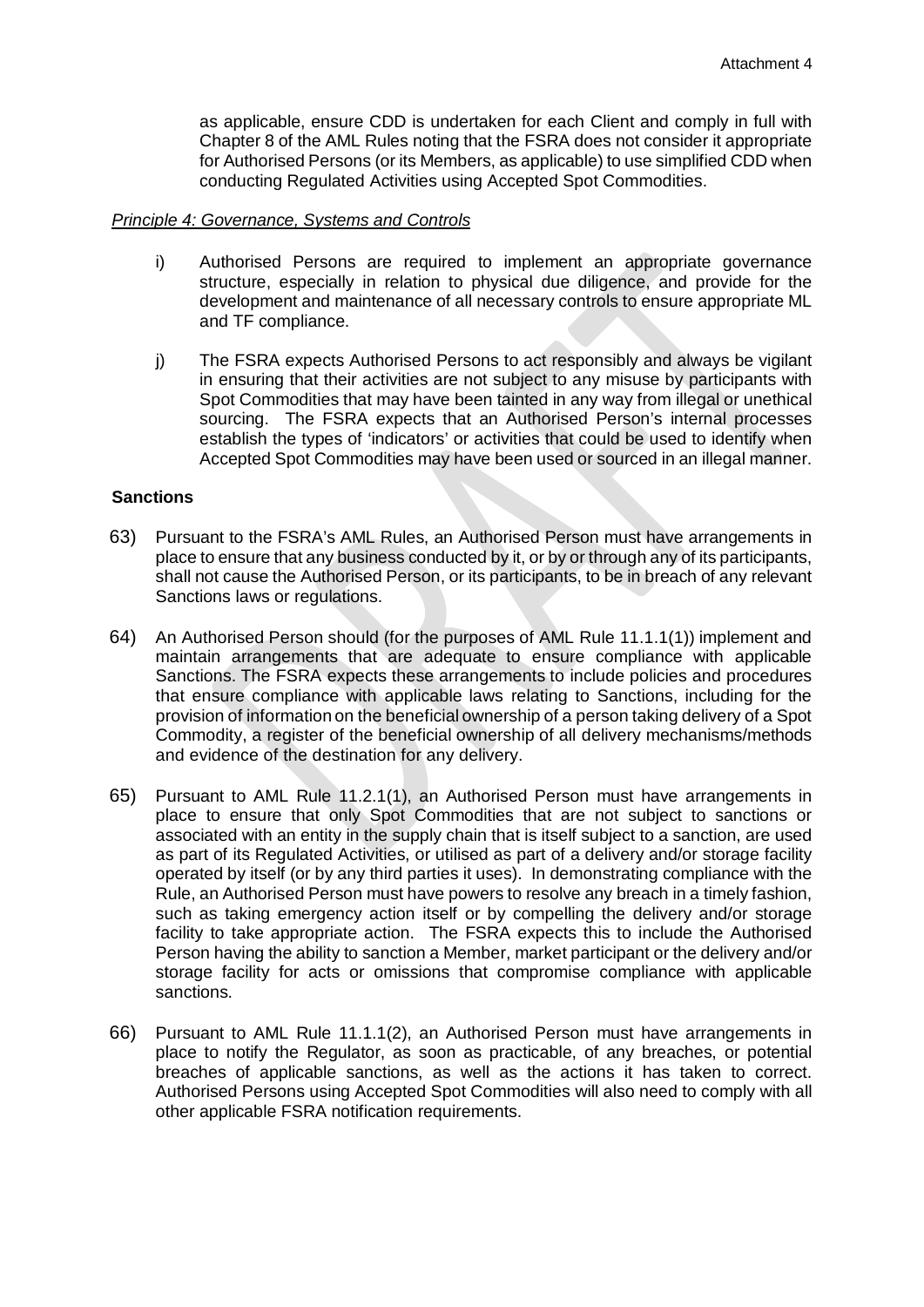as applicable, ensure CDD is undertaken for each Client and comply in full with Chapter 8 of the AML Rules noting that the FSRA does not consider it appropriate for Authorised Persons (or its Members, as applicable) to use simplified CDD when conducting Regulated Activities using Accepted Spot Commodities.

*Principle 4: Governance, Systems and Controls*

i) Authorised Persons are required to implement an appropriate governance structure, especially in relation to physical due diligence, and provide for the development and maintenance of all necessary controls to ensure appropriate ML and TF compliance.

j) The FSRA expects Authorised Persons to act responsibly and always be vigilant in ensuring that their activities are not subject to any misuse by participants with Spot Commodities that may have been tainted in any way from illegal or unethical sourcing. The FSRA expects that an Authorised Person's internal processes establish the types of 'indicators' or activities that could be used to identify when Accepted Spot Commodities may have been used or sourced in an illegal manner.

**Sanctions**

63) Pursuant to the FSRA's AML Rules, an Authorised Person must have arrangements in place to ensure that any business conducted by it, or by or through any of its participants, shall not cause the Authorised Person, or its participants, to be in breach of any relevant Sanctions laws or regulations.

64) An Authorised Person should (for the purposes of AML Rule 11.1.1(1)) implement and maintain arrangements that are adequate to ensure compliance with applicable Sanctions. The FSRA expects these arrangements to include policies and procedures that ensure compliance with applicable laws relating to Sanctions, including for the provision of information on the beneficial ownership of a person taking delivery of a Spot Commodity, a register of the beneficial ownership of all delivery mechanisms/methods and evidence of the destination for any delivery.

65) Pursuant to AML Rule 11.2.1(1), an Authorised Person must have arrangements in place to ensure that only Spot Commodities that are not subject to sanctions or associated with an entity in the supply chain that is itself subject to a sanction, are used as part of its Regulated Activities, or utilised as part of a delivery and/or storage facility operated by itself (or by any third parties it uses). In demonstrating compliance with the Rule, an Authorised Person must have powers to resolve any breach in a timely fashion, such as taking emergency action itself or by compelling the delivery and/or storage facility to take appropriate action. The FSRA expects this to include the Authorised Person having the ability to sanction a Member, market participant or the delivery and/or storage facility for acts or omissions that compromise compliance with applicable sanctions.

66) Pursuant to AML Rule 11.1.1(2), an Authorised Person must have arrangements in place to notify the Regulator, as soon as practicable, of any breaches, or potential breaches of applicable sanctions, as well as the actions it has taken to correct. Authorised Persons using Accepted Spot Commodities will also need to comply with all other applicable FSRA notification requirements.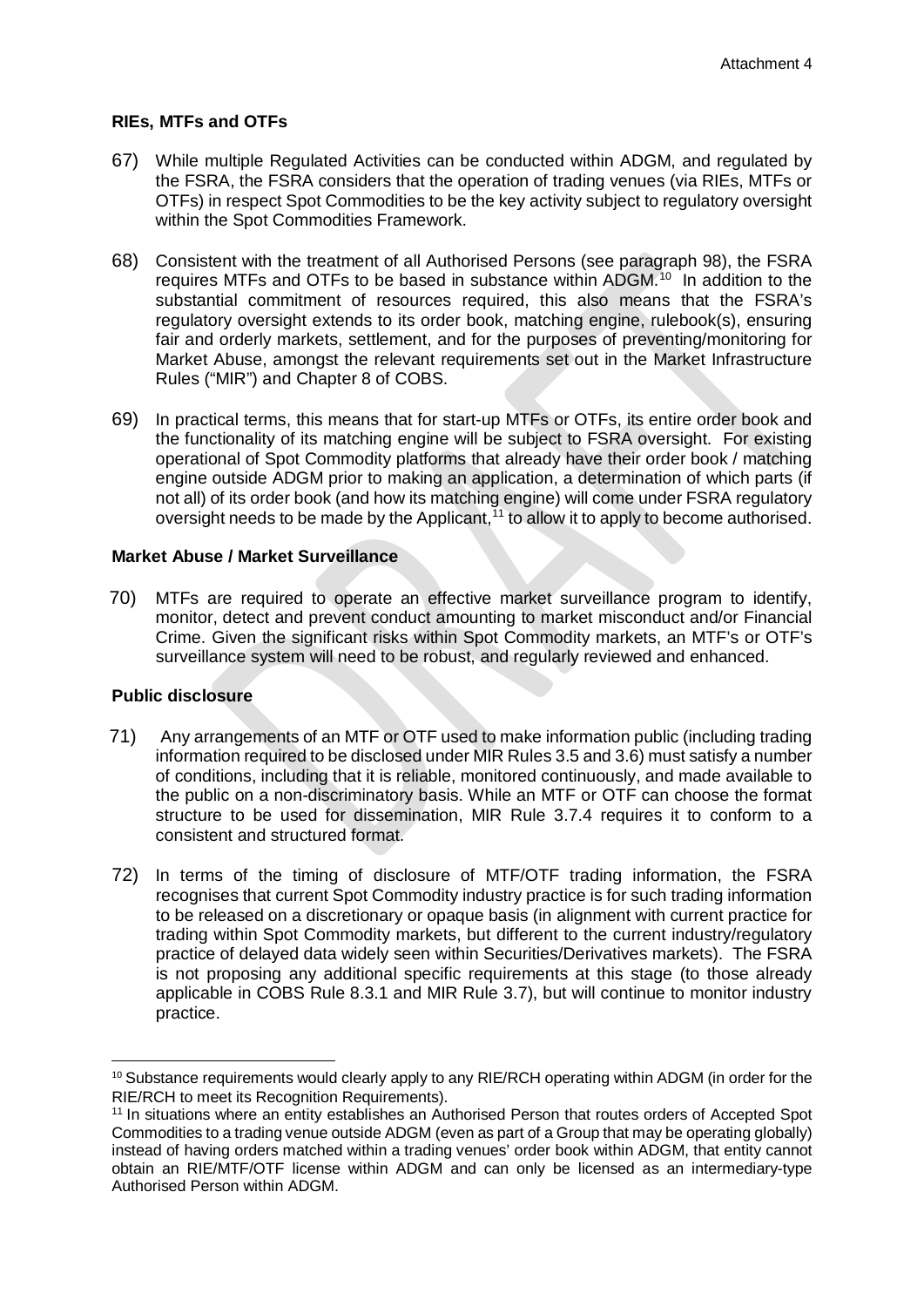**RIEs, MTFs and OTFs**

67) While multiple Regulated Activities can be conducted within ADGM, and regulated by the FSRA, the FSRA considers that the operation of trading venues (via RIEs, MTFs or OTFs) in respect Spot Commodities to be the key activity subject to regulatory oversight within the Spot Commodities Framework.

68) Consistent with the treatment of all Authorised Persons (see paragraph 98), the FSRA requires MTFs and OTFs to be based in substance within ADGM.[10] In addition to the substantial commitment of resources required, this also means that the FSRA's regulatory oversight extends to its order book, matching engine, rulebook(s), ensuring fair and orderly markets, settlement, and for the purposes of preventing/monitoring for Market Abuse, amongst the relevant requirements set out in the Market Infrastructure Rules ("MIR") and Chapter 8 of COBS.

69) In practical terms, this means that for start-up MTFs or OTFs, its entire order book and the functionality of its matching engine will be subject to FSRA oversight. For existing operational of Spot Commodity platforms that already have their order book / matching engine outside ADGM prior to making an application, a determination of which parts (if not all) of its order book (and how its matching engine) will come under FSRA regulatory oversight needs to be made by the Applicant,[11] to allow it to apply to become authorised.

**Market Abuse / Market Surveillance**

70) MTFs are required to operate an effective market surveillance program to identify, monitor, detect and prevent conduct amounting to market misconduct and/or Financial Crime. Given the significant risks within Spot Commodity markets, an MTF's or OTF's surveillance system will need to be robust, and regularly reviewed and enhanced.

**Public disclosure**

71) Any arrangements of an MTF or OTF used to make information public (including trading information required to be disclosed under MIR Rules 3.5 and 3.6) must satisfy a number of conditions, including that it is reliable, monitored continuously, and made available to the public on a non-discriminatory basis. While an MTF or OTF can choose the format structure to be used for dissemination, MIR Rule 3.7.4 requires it to conform to a consistent and structured format.

72) In terms of the timing of disclosure of MTF/OTF trading information, the FSRA recognises that current Spot Commodity industry practice is for such trading information to be released on a discretionary or opaque basis (in alignment with current practice for trading within Spot Commodity markets, but different to the current industry/regulatory practice of delayed data widely seen within Securities/Derivatives markets). The FSRA is not proposing any additional specific requirements at this stage (to those already applicable in COBS Rule 8.3.1 and MIR Rule 3.7), but will continue to monitor industry practice.

---

[10] Substance requirements would clearly apply to any RIE/RCH operating within ADGM (in order for the RIE/RCH to meet its Recognition Requirements).

[11] In situations where an entity establishes an Authorised Person that routes orders of Accepted Spot Commodities to a trading venue outside ADGM (even as part of a Group that may be operating globally) instead of having orders matched within a trading venues' order book within ADGM, that entity cannot obtain an RIE/MTF/OTF license within ADGM and can only be licensed as an intermediary-type Authorised Person within ADGM.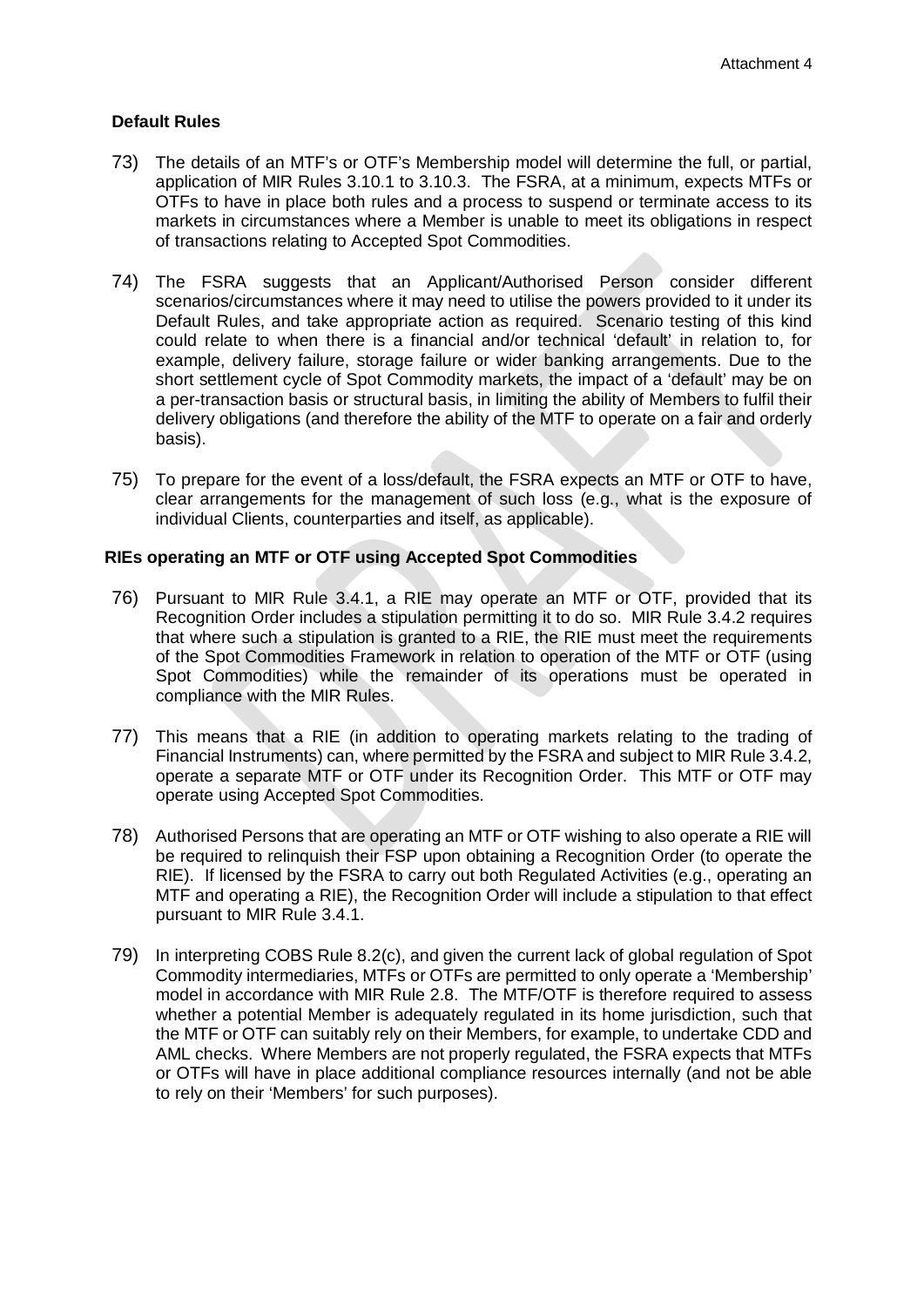**Default Rules**

73) The details of an MTF's or OTF's Membership model will determine the full, or partial, application of MIR Rules 3.10.1 to 3.10.3. The FSRA, at a minimum, expects MTFs or OTFs to have in place both rules and a process to suspend or terminate access to its markets in circumstances where a Member is unable to meet its obligations in respect of transactions relating to Accepted Spot Commodities.

74) The FSRA suggests that an Applicant/Authorised Person consider different scenarios/circumstances where it may need to utilise the powers provided to it under its Default Rules, and take appropriate action as required. Scenario testing of this kind could relate to when there is a financial and/or technical 'default' in relation to, for example, delivery failure, storage failure or wider banking arrangements. Due to the short settlement cycle of Spot Commodity markets, the impact of a 'default' may be on a per-transaction basis or structural basis, in limiting the ability of Members to fulfil their delivery obligations (and therefore the ability of the MTF to operate on a fair and orderly basis).

75) To prepare for the event of a loss/default, the FSRA expects an MTF or OTF to have, clear arrangements for the management of such loss (e.g., what is the exposure of individual Clients, counterparties and itself, as applicable).

**RIEs operating an MTF or OTF using Accepted Spot Commodities**

76) Pursuant to MIR Rule 3.4.1, a RIE may operate an MTF or OTF, provided that its Recognition Order includes a stipulation permitting it to do so. MIR Rule 3.4.2 requires that where such a stipulation is granted to a RIE, the RIE must meet the requirements of the Spot Commodities Framework in relation to operation of the MTF or OTF (using Spot Commodities) while the remainder of its operations must be operated in compliance with the MIR Rules.

77) This means that a RIE (in addition to operating markets relating to the trading of Financial Instruments) can, where permitted by the FSRA and subject to MIR Rule 3.4.2, operate a separate MTF or OTF under its Recognition Order. This MTF or OTF may operate using Accepted Spot Commodities.

78) Authorised Persons that are operating an MTF or OTF wishing to also operate a RIE will be required to relinquish their FSP upon obtaining a Recognition Order (to operate the RIE). If licensed by the FSRA to carry out both Regulated Activities (e.g., operating an MTF and operating a RIE), the Recognition Order will include a stipulation to that effect pursuant to MIR Rule 3.4.1.

79) In interpreting COBS Rule 8.2(c), and given the current lack of global regulation of Spot Commodity intermediaries, MTFs or OTFs are permitted to only operate a 'Membership' model in accordance with MIR Rule 2.8. The MTF/OTF is therefore required to assess whether a potential Member is adequately regulated in its home jurisdiction, such that the MTF or OTF can suitably rely on their Members, for example, to undertake CDD and AML checks. Where Members are not properly regulated, the FSRA expects that MTFs or OTFs will have in place additional compliance resources internally (and not be able to rely on their 'Members' for such purposes).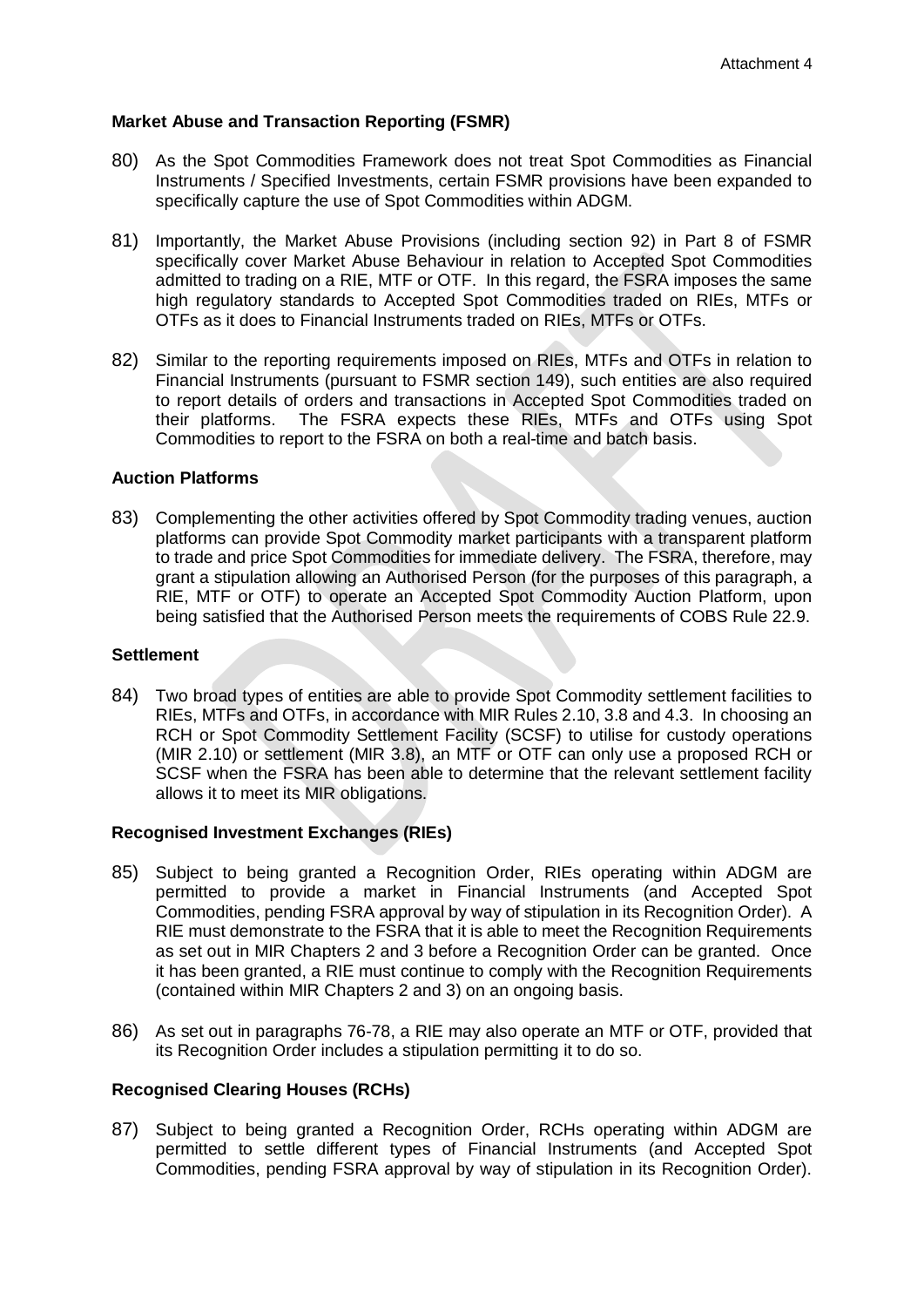**Market Abuse and Transaction Reporting (FSMR)**

80) As the Spot Commodities Framework does not treat Spot Commodities as Financial Instruments / Specified Investments, certain FSMR provisions have been expanded to specifically capture the use of Spot Commodities within ADGM.

81) Importantly, the Market Abuse Provisions (including section 92) in Part 8 of FSMR specifically cover Market Abuse Behaviour in relation to Accepted Spot Commodities admitted to trading on a RIE, MTF or OTF. In this regard, the FSRA imposes the same high regulatory standards to Accepted Spot Commodities traded on RIEs, MTFs or OTFs as it does to Financial Instruments traded on RIEs, MTFs or OTFs.

82) Similar to the reporting requirements imposed on RIEs, MTFs and OTFs in relation to Financial Instruments (pursuant to FSMR section 149), such entities are also required to report details of orders and transactions in Accepted Spot Commodities traded on their platforms. The FSRA expects these RIEs, MTFs and OTFs using Spot Commodities to report to the FSRA on both a real-time and batch basis.

**Auction Platforms**

83) Complementing the other activities offered by Spot Commodity trading venues, auction platforms can provide Spot Commodity market participants with a transparent platform to trade and price Spot Commodities for immediate delivery. The FSRA, therefore, may grant a stipulation allowing an Authorised Person (for the purposes of this paragraph, a RIE, MTF or OTF) to operate an Accepted Spot Commodity Auction Platform, upon being satisfied that the Authorised Person meets the requirements of COBS Rule 22.9.

**Settlement**

84) Two broad types of entities are able to provide Spot Commodity settlement facilities to RIEs, MTFs and OTFs, in accordance with MIR Rules 2.10, 3.8 and 4.3. In choosing an RCH or Spot Commodity Settlement Facility (SCSF) to utilise for custody operations (MIR 2.10) or settlement (MIR 3.8), an MTF or OTF can only use a proposed RCH or SCSF when the FSRA has been able to determine that the relevant settlement facility allows it to meet its MIR obligations.

**Recognised Investment Exchanges (RIEs)**

85) Subject to being granted a Recognition Order, RIEs operating within ADGM are permitted to provide a market in Financial Instruments (and Accepted Spot Commodities, pending FSRA approval by way of stipulation in its Recognition Order). A RIE must demonstrate to the FSRA that it is able to meet the Recognition Requirements as set out in MIR Chapters 2 and 3 before a Recognition Order can be granted. Once it has been granted, a RIE must continue to comply with the Recognition Requirements (contained within MIR Chapters 2 and 3) on an ongoing basis.

86) As set out in paragraphs 76-78, a RIE may also operate an MTF or OTF, provided that its Recognition Order includes a stipulation permitting it to do so.

**Recognised Clearing Houses (RCHs)**

87) Subject to being granted a Recognition Order, RCHs operating within ADGM are permitted to settle different types of Financial Instruments (and Accepted Spot Commodities, pending FSRA approval by way of stipulation in its Recognition Order).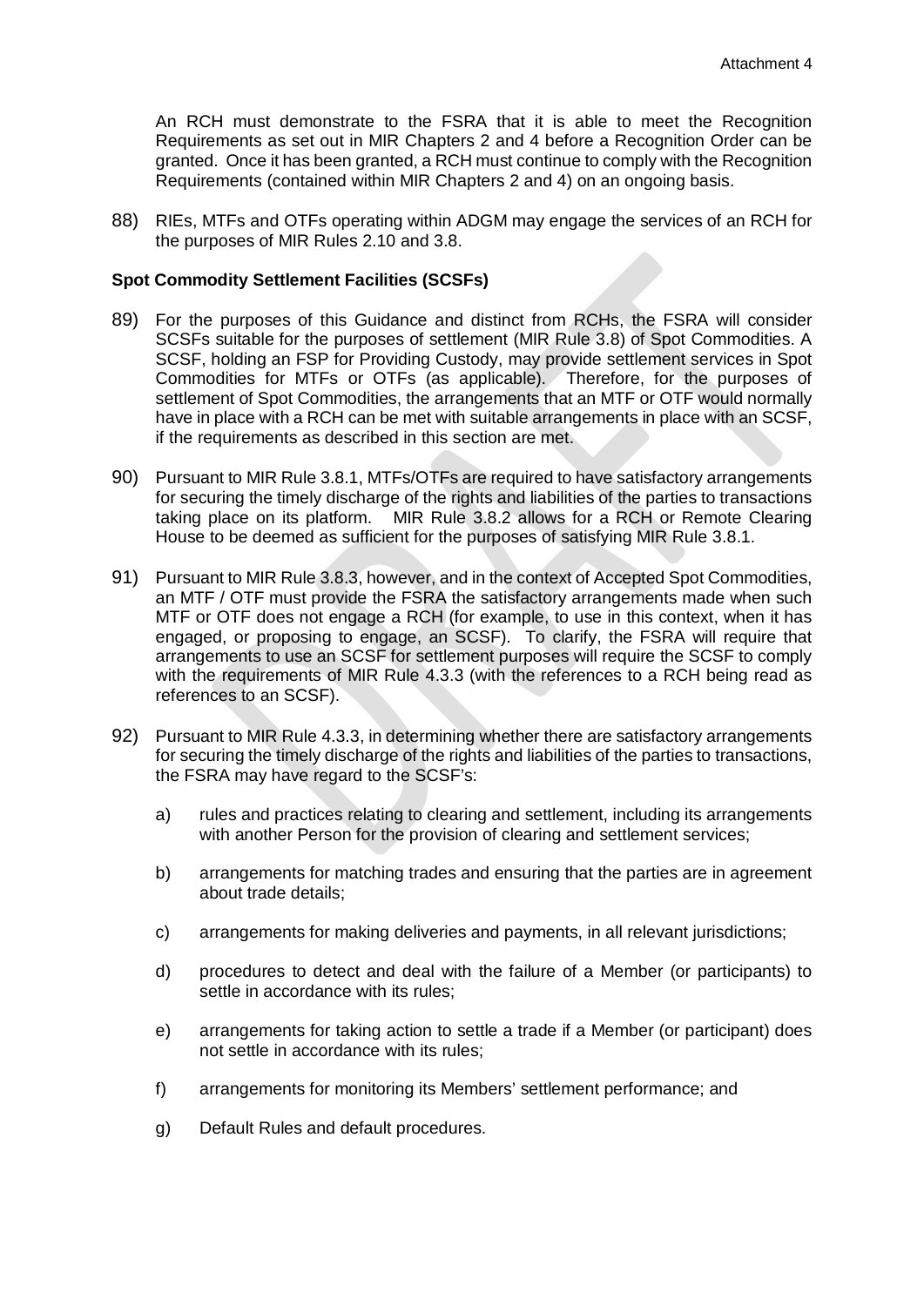An RCH must demonstrate to the FSRA that it is able to meet the Recognition Requirements as set out in MIR Chapters 2 and 4 before a Recognition Order can be granted. Once it has been granted, a RCH must continue to comply with the Recognition Requirements (contained within MIR Chapters 2 and 4) on an ongoing basis.

88) RIEs, MTFs and OTFs operating within ADGM may engage the services of an RCH for the purposes of MIR Rules 2.10 and 3.8.

**Spot Commodity Settlement Facilities (SCSFs)**

89) For the purposes of this Guidance and distinct from RCHs, the FSRA will consider SCSFs suitable for the purposes of settlement (MIR Rule 3.8) of Spot Commodities. A SCSF, holding an FSP for Providing Custody, may provide settlement services in Spot Commodities for MTFs or OTFs (as applicable). Therefore, for the purposes of settlement of Spot Commodities, the arrangements that an MTF or OTF would normally have in place with a RCH can be met with suitable arrangements in place with an SCSF, if the requirements as described in this section are met.

90) Pursuant to MIR Rule 3.8.1, MTFs/OTFs are required to have satisfactory arrangements for securing the timely discharge of the rights and liabilities of the parties to transactions taking place on its platform. MIR Rule 3.8.2 allows for a RCH or Remote Clearing House to be deemed as sufficient for the purposes of satisfying MIR Rule 3.8.1.

91) Pursuant to MIR Rule 3.8.3, however, and in the context of Accepted Spot Commodities, an MTF / OTF must provide the FSRA the satisfactory arrangements made when such MTF or OTF does not engage a RCH (for example, to use in this context, when it has engaged, or proposing to engage, an SCSF). To clarify, the FSRA will require that arrangements to use an SCSF for settlement purposes will require the SCSF to comply with the requirements of MIR Rule 4.3.3 (with the references to a RCH being read as references to an SCSF).

92) Pursuant to MIR Rule 4.3.3, in determining whether there are satisfactory arrangements for securing the timely discharge of the rights and liabilities of the parties to transactions, the FSRA may have regard to the SCSF's:

   a) rules and practices relating to clearing and settlement, including its arrangements with another Person for the provision of clearing and settlement services;

   b) arrangements for matching trades and ensuring that the parties are in agreement about trade details;

   c) arrangements for making deliveries and payments, in all relevant jurisdictions;

   d) procedures to detect and deal with the failure of a Member (or participants) to settle in accordance with its rules;

   e) arrangements for taking action to settle a trade if a Member (or participant) does not settle in accordance with its rules;

   f) arrangements for monitoring its Members' settlement performance; and

   g) Default Rules and default procedures.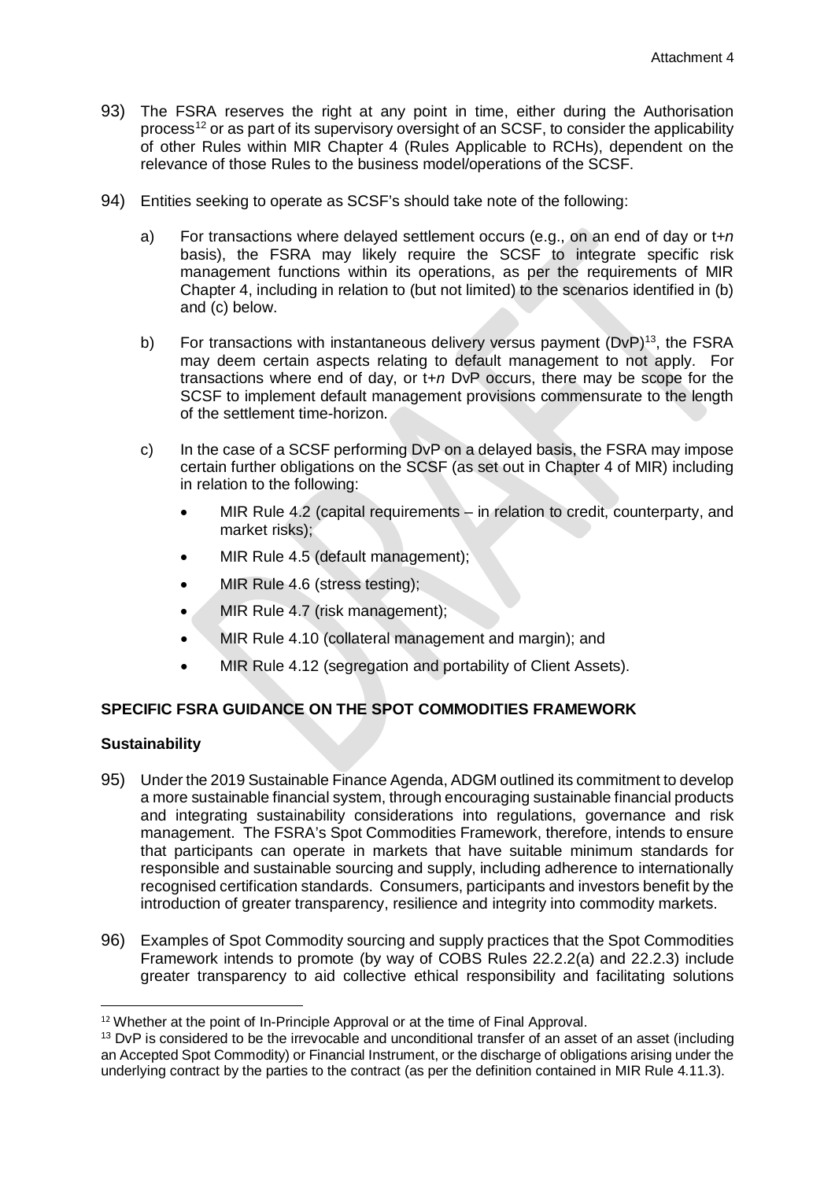93) The FSRA reserves the right at any point in time, either during the Authorisation process[12] or as part of its supervisory oversight of an SCSF, to consider the applicability of other Rules within MIR Chapter 4 (Rules Applicable to RCHs), dependent on the relevance of those Rules to the business model/operations of the SCSF.

94) Entities seeking to operate as SCSF's should take note of the following:

   a) For transactions where delayed settlement occurs (e.g., on an end of day or t+*n* basis), the FSRA may likely require the SCSF to integrate specific risk management functions within its operations, as per the requirements of MIR Chapter 4, including in relation to (but not limited) to the scenarios identified in (b) and (c) below.

   b) For transactions with instantaneous delivery versus payment (DvP)[13], the FSRA may deem certain aspects relating to default management to not apply. For transactions where end of day, or t+*n* DvP occurs, there may be scope for the SCSF to implement default management provisions commensurate to the length of the settlement time-horizon.

   c) In the case of a SCSF performing DvP on a delayed basis, the FSRA may impose certain further obligations on the SCSF (as set out in Chapter 4 of MIR) including in relation to the following:

      - MIR Rule 4.2 (capital requirements – in relation to credit, counterparty, and market risks);
      - MIR Rule 4.5 (default management);
      - MIR Rule 4.6 (stress testing);
      - MIR Rule 4.7 (risk management);
      - MIR Rule 4.10 (collateral management and margin); and
      - MIR Rule 4.12 (segregation and portability of Client Assets).

**SPECIFIC FSRA GUIDANCE ON THE SPOT COMMODITIES FRAMEWORK**

**Sustainability**

95) Under the 2019 Sustainable Finance Agenda, ADGM outlined its commitment to develop a more sustainable financial system, through encouraging sustainable financial products and integrating sustainability considerations into regulations, governance and risk management. The FSRA's Spot Commodities Framework, therefore, intends to ensure that participants can operate in markets that have suitable minimum standards for responsible and sustainable sourcing and supply, including adherence to internationally recognised certification standards. Consumers, participants and investors benefit by the introduction of greater transparency, resilience and integrity into commodity markets.

96) Examples of Spot Commodity sourcing and supply practices that the Spot Commodities Framework intends to promote (by way of COBS Rules 22.2.2(a) and 22.2.3) include greater transparency to aid collective ethical responsibility and facilitating solutions

---

[12] Whether at the point of In-Principle Approval or at the time of Final Approval.

[13] DvP is considered to be the irrevocable and unconditional transfer of an asset of an asset (including an Accepted Spot Commodity) or Financial Instrument, or the discharge of obligations arising under the underlying contract by the parties to the contract (as per the definition contained in MIR Rule 4.11.3).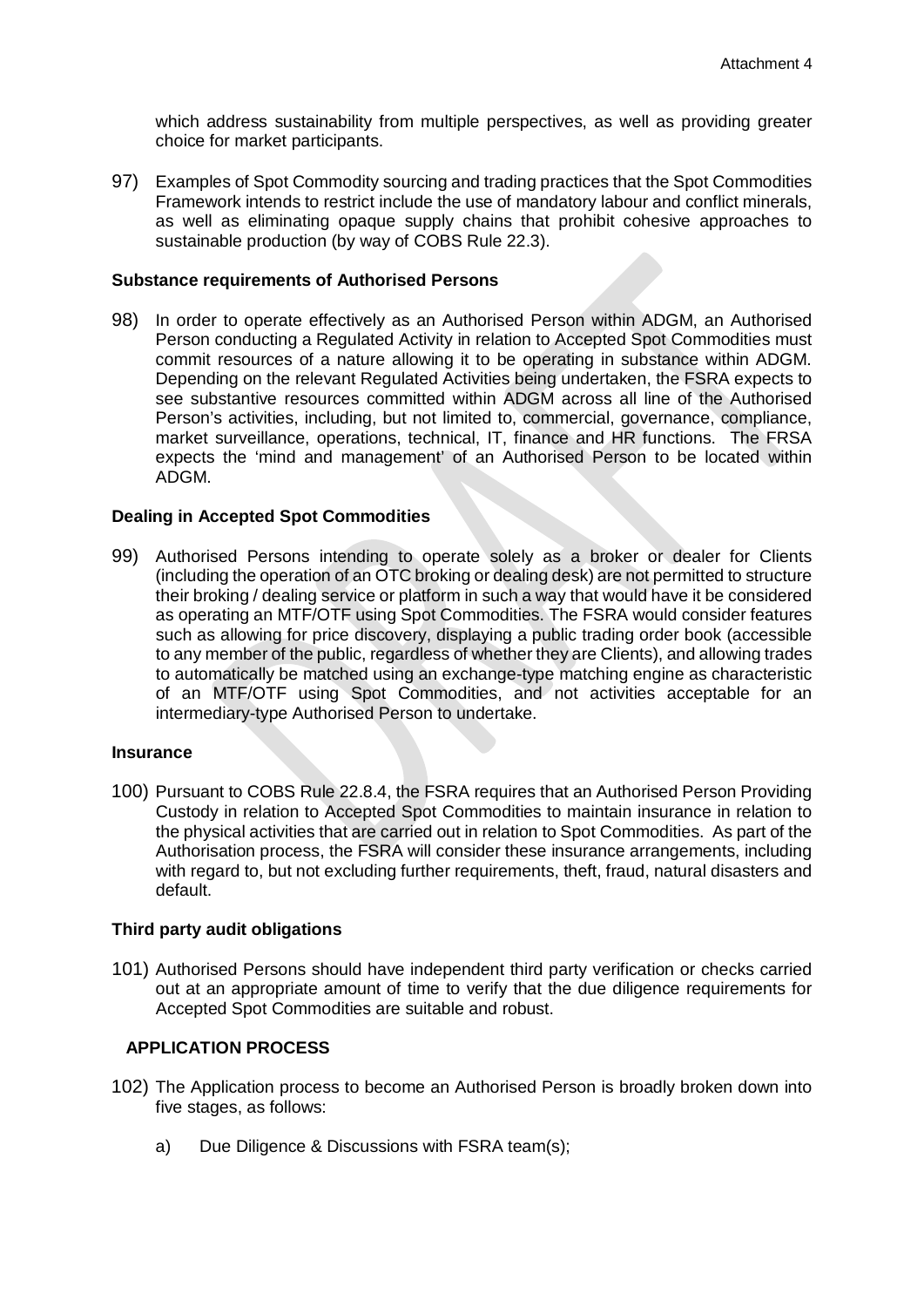which address sustainability from multiple perspectives, as well as providing greater choice for market participants.

97) Examples of Spot Commodity sourcing and trading practices that the Spot Commodities Framework intends to restrict include the use of mandatory labour and conflict minerals, as well as eliminating opaque supply chains that prohibit cohesive approaches to sustainable production (by way of COBS Rule 22.3).

**Substance requirements of Authorised Persons**

98) In order to operate effectively as an Authorised Person within ADGM, an Authorised Person conducting a Regulated Activity in relation to Accepted Spot Commodities must commit resources of a nature allowing it to be operating in substance within ADGM. Depending on the relevant Regulated Activities being undertaken, the FSRA expects to see substantive resources committed within ADGM across all line of the Authorised Person's activities, including, but not limited to, commercial, governance, compliance, market surveillance, operations, technical, IT, finance and HR functions. The FRSA expects the 'mind and management' of an Authorised Person to be located within ADGM.

**Dealing in Accepted Spot Commodities**

99) Authorised Persons intending to operate solely as a broker or dealer for Clients (including the operation of an OTC broking or dealing desk) are not permitted to structure their broking / dealing service or platform in such a way that would have it be considered as operating an MTF/OTF using Spot Commodities. The FSRA would consider features such as allowing for price discovery, displaying a public trading order book (accessible to any member of the public, regardless of whether they are Clients), and allowing trades to automatically be matched using an exchange-type matching engine as characteristic of an MTF/OTF using Spot Commodities, and not activities acceptable for an intermediary-type Authorised Person to undertake.

**Insurance**

100) Pursuant to COBS Rule 22.8.4, the FSRA requires that an Authorised Person Providing Custody in relation to Accepted Spot Commodities to maintain insurance in relation to the physical activities that are carried out in relation to Spot Commodities. As part of the Authorisation process, the FSRA will consider these insurance arrangements, including with regard to, but not excluding further requirements, theft, fraud, natural disasters and default.

**Third party audit obligations**

101) Authorised Persons should have independent third party verification or checks carried out at an appropriate amount of time to verify that the due diligence requirements for Accepted Spot Commodities are suitable and robust.

**APPLICATION PROCESS**

102) The Application process to become an Authorised Person is broadly broken down into five stages, as follows:

a) Due Diligence & Discussions with FSRA team(s);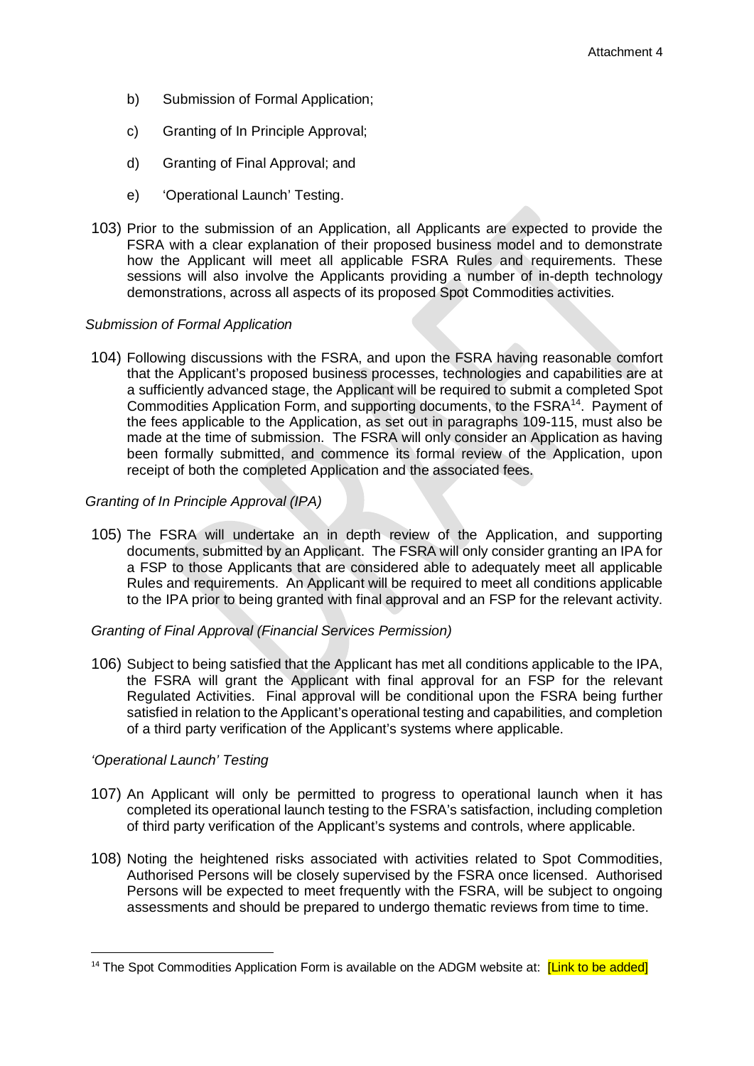b) Submission of Formal Application;

c) Granting of In Principle Approval;

d) Granting of Final Approval; and

e) 'Operational Launch' Testing.

103) Prior to the submission of an Application, all Applicants are expected to provide the FSRA with a clear explanation of their proposed business model and to demonstrate how the Applicant will meet all applicable FSRA Rules and requirements. These sessions will also involve the Applicants providing a number of in-depth technology demonstrations, across all aspects of its proposed Spot Commodities activities.

*Submission of Formal Application*

104) Following discussions with the FSRA, and upon the FSRA having reasonable comfort that the Applicant's proposed business processes, technologies and capabilities are at a sufficiently advanced stage, the Applicant will be required to submit a completed Spot Commodities Application Form, and supporting documents, to the FSRA[14]. Payment of the fees applicable to the Application, as set out in paragraphs 109-115, must also be made at the time of submission. The FSRA will only consider an Application as having been formally submitted, and commence its formal review of the Application, upon receipt of both the completed Application and the associated fees.

*Granting of In Principle Approval (IPA)*

105) The FSRA will undertake an in depth review of the Application, and supporting documents, submitted by an Applicant. The FSRA will only consider granting an IPA for a FSP to those Applicants that are considered able to adequately meet all applicable Rules and requirements. An Applicant will be required to meet all conditions applicable to the IPA prior to being granted with final approval and an FSP for the relevant activity.

*Granting of Final Approval (Financial Services Permission)*

106) Subject to being satisfied that the Applicant has met all conditions applicable to the IPA, the FSRA will grant the Applicant with final approval for an FSP for the relevant Regulated Activities. Final approval will be conditional upon the FSRA being further satisfied in relation to the Applicant's operational testing and capabilities, and completion of a third party verification of the Applicant's systems where applicable.

*'Operational Launch' Testing*

107) An Applicant will only be permitted to progress to operational launch when it has completed its operational launch testing to the FSRA's satisfaction, including completion of third party verification of the Applicant's systems and controls, where applicable.

108) Noting the heightened risks associated with activities related to Spot Commodities, Authorised Persons will be closely supervised by the FSRA once licensed. Authorised Persons will be expected to meet frequently with the FSRA, will be subject to ongoing assessments and should be prepared to undergo thematic reviews from time to time.

---

[14] The Spot Commodities Application Form is available on the ADGM website at: [Link to be added]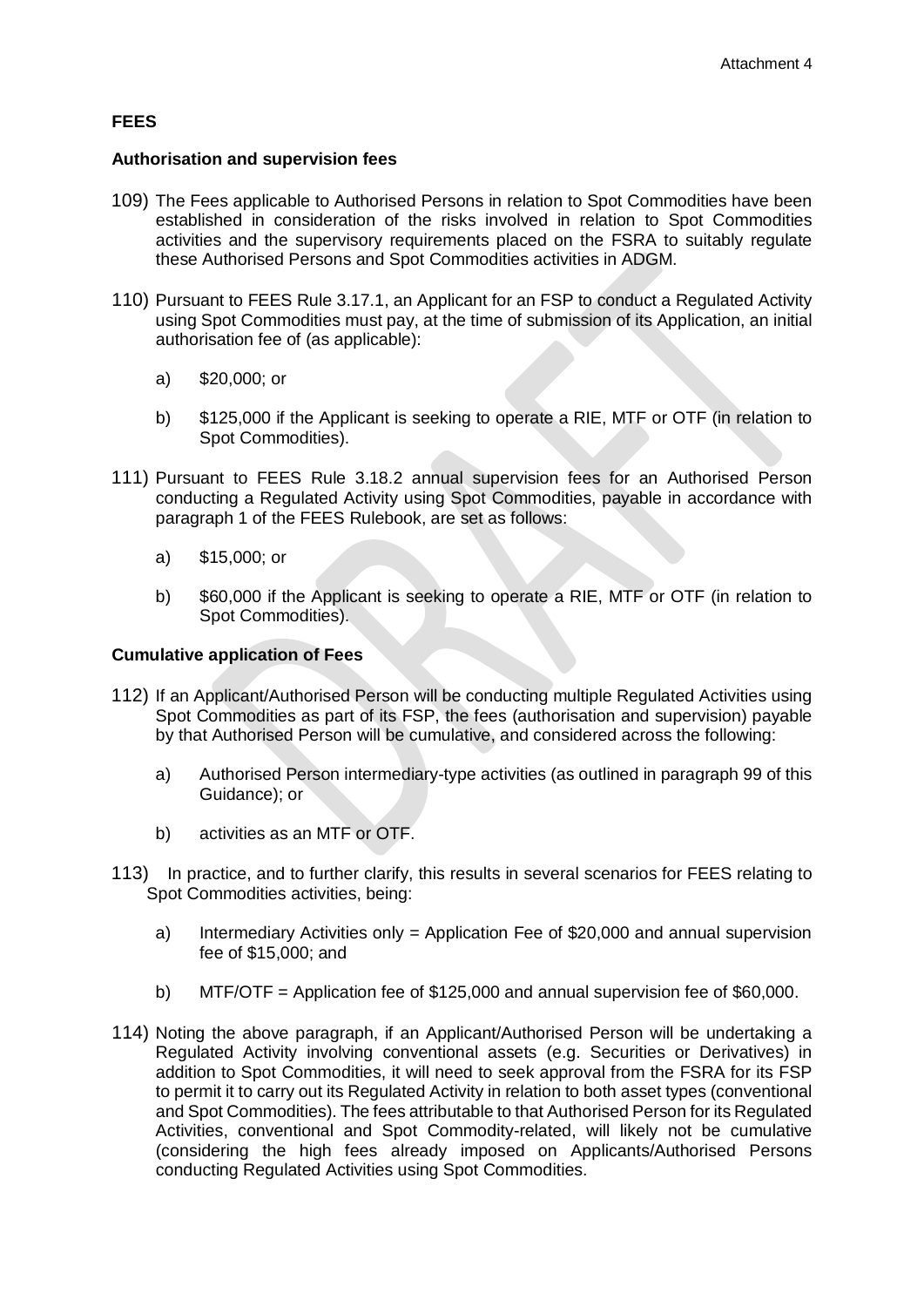## FEES

### Authorisation and supervision fees

109) The Fees applicable to Authorised Persons in relation to Spot Commodities have been established in consideration of the risks involved in relation to Spot Commodities activities and the supervisory requirements placed on the FSRA to suitably regulate these Authorised Persons and Spot Commodities activities in ADGM.

110) Pursuant to FEES Rule 3.17.1, an Applicant for an FSP to conduct a Regulated Activity using Spot Commodities must pay, at the time of submission of its Application, an initial authorisation fee of (as applicable):

   a) $20,000; or

   b) $125,000 if the Applicant is seeking to operate a RIE, MTF or OTF (in relation to Spot Commodities).

111) Pursuant to FEES Rule 3.18.2 annual supervision fees for an Authorised Person conducting a Regulated Activity using Spot Commodities, payable in accordance with paragraph 1 of the FEES Rulebook, are set as follows:

   a) $15,000; or

   b) $60,000 if the Applicant is seeking to operate a RIE, MTF or OTF (in relation to Spot Commodities).

### Cumulative application of Fees

112) If an Applicant/Authorised Person will be conducting multiple Regulated Activities using Spot Commodities as part of its FSP, the fees (authorisation and supervision) payable by that Authorised Person will be cumulative, and considered across the following:

   a) Authorised Person intermediary-type activities (as outlined in paragraph 99 of this Guidance); or

   b) activities as an MTF or OTF.

113) In practice, and to further clarify, this results in several scenarios for FEES relating to Spot Commodities activities, being:

   a) Intermediary Activities only = Application Fee of $20,000 and annual supervision fee of $15,000; and

   b) MTF/OTF = Application fee of $125,000 and annual supervision fee of $60,000.

114) Noting the above paragraph, if an Applicant/Authorised Person will be undertaking a Regulated Activity involving conventional assets (e.g. Securities or Derivatives) in addition to Spot Commodities, it will need to seek approval from the FSRA for its FSP to permit it to carry out its Regulated Activity in relation to both asset types (conventional and Spot Commodities). The fees attributable to that Authorised Person for its Regulated Activities, conventional and Spot Commodity-related, will likely not be cumulative (considering the high fees already imposed on Applicants/Authorised Persons conducting Regulated Activities using Spot Commodities.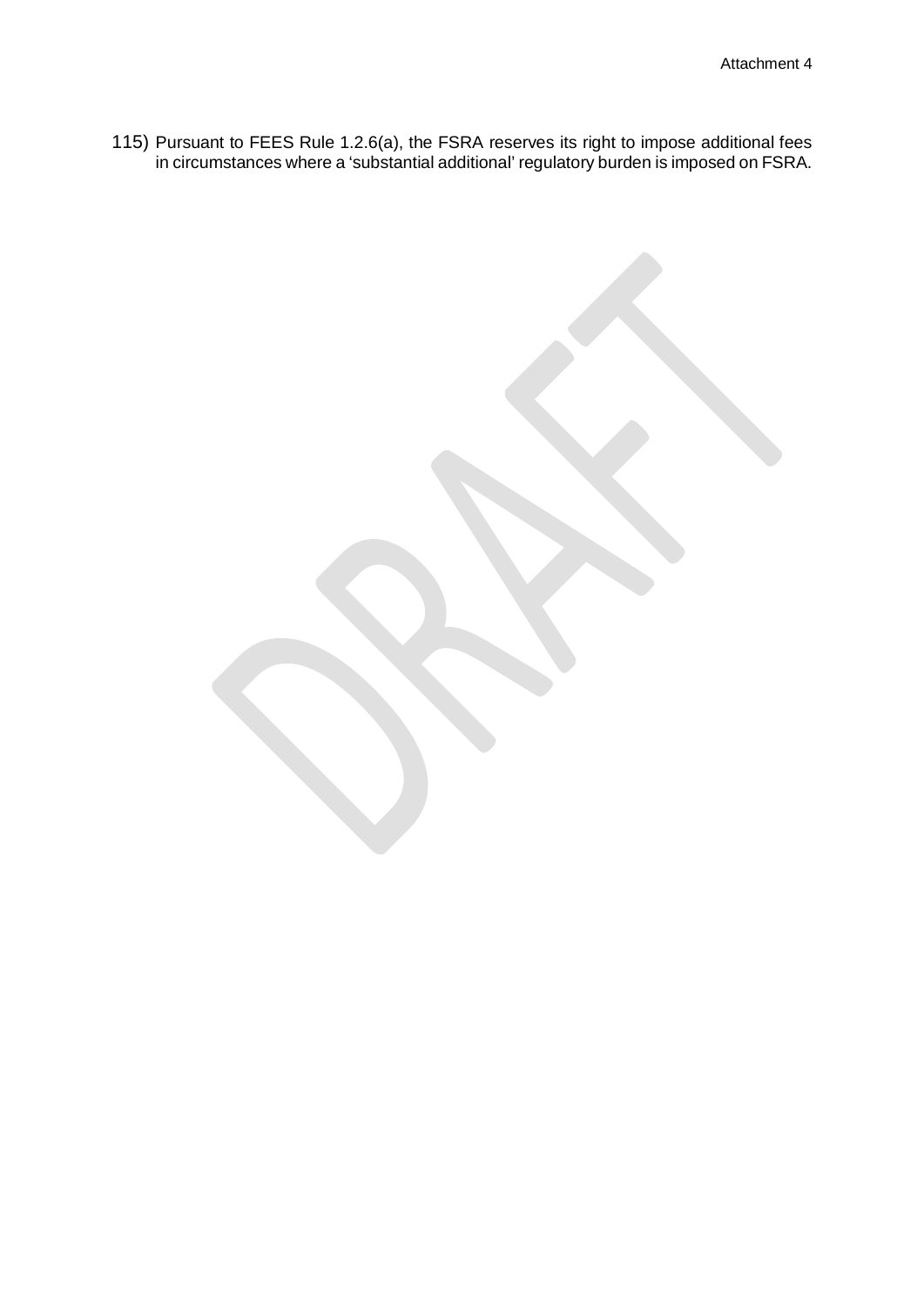Attachment 4

115) Pursuant to FEES Rule 1.2.6(a), the FSRA reserves its right to impose additional fees in circumstances where a 'substantial additional' regulatory burden is imposed on FSRA.